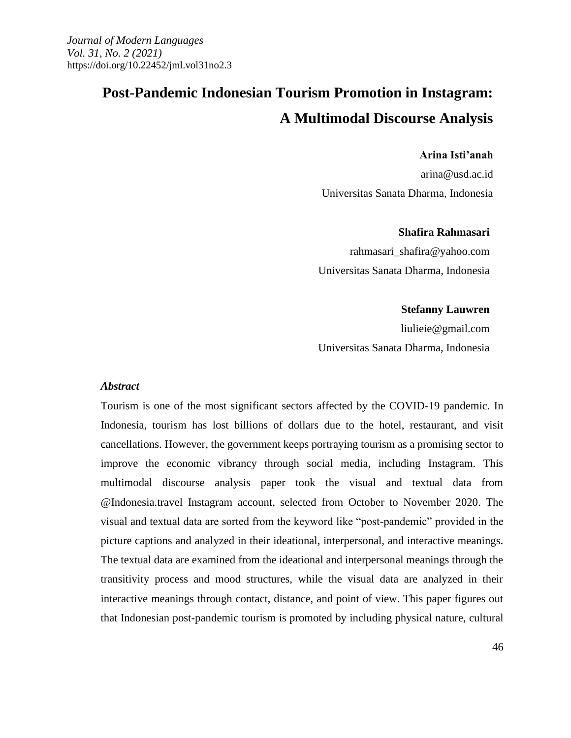*Journal of Modern Languages*
*Vol. 31, No. 2 (2021)*
https://doi.org/10.22452/jml.vol31no2.3

# Post-Pandemic Indonesian Tourism Promotion in Instagram: A Multimodal Discourse Analysis

**Arina Isti'anah**
arina@usd.ac.id
Universitas Sanata Dharma, Indonesia

**Shafira Rahmasari**
rahmasari_shafira@yahoo.com
Universitas Sanata Dharma, Indonesia

**Stefanny Lauwren**
liulieie@gmail.com
Universitas Sanata Dharma, Indonesia

***Abstract***

Tourism is one of the most significant sectors affected by the COVID-19 pandemic. In Indonesia, tourism has lost billions of dollars due to the hotel, restaurant, and visit cancellations. However, the government keeps portraying tourism as a promising sector to improve the economic vibrancy through social media, including Instagram. This multimodal discourse analysis paper took the visual and textual data from @Indonesia.travel Instagram account, selected from October to November 2020. The visual and textual data are sorted from the keyword like "post-pandemic" provided in the picture captions and analyzed in their ideational, interpersonal, and interactive meanings. The textual data are examined from the ideational and interpersonal meanings through the transitivity process and mood structures, while the visual data are analyzed in their interactive meanings through contact, distance, and point of view. This paper figures out that Indonesian post-pandemic tourism is promoted by including physical nature, cultural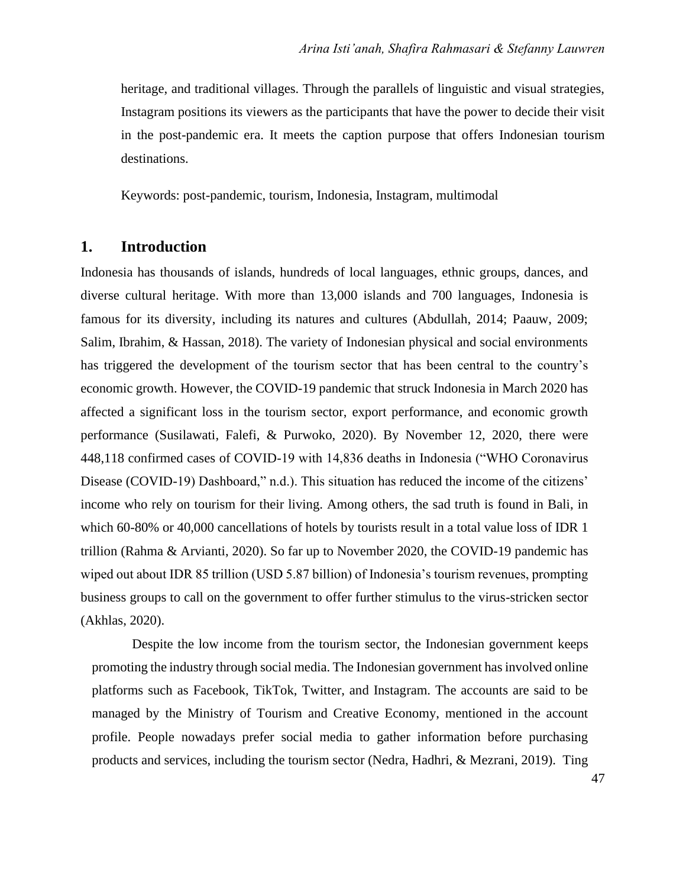heritage, and traditional villages. Through the parallels of linguistic and visual strategies, Instagram positions its viewers as the participants that have the power to decide their visit in the post-pandemic era. It meets the caption purpose that offers Indonesian tourism destinations.

Keywords: post-pandemic, tourism, Indonesia, Instagram, multimodal

## 1. Introduction

Indonesia has thousands of islands, hundreds of local languages, ethnic groups, dances, and diverse cultural heritage. With more than 13,000 islands and 700 languages, Indonesia is famous for its diversity, including its natures and cultures (Abdullah, 2014; Paauw, 2009; Salim, Ibrahim, & Hassan, 2018). The variety of Indonesian physical and social environments has triggered the development of the tourism sector that has been central to the country's economic growth. However, the COVID-19 pandemic that struck Indonesia in March 2020 has affected a significant loss in the tourism sector, export performance, and economic growth performance (Susilawati, Falefi, & Purwoko, 2020). By November 12, 2020, there were 448,118 confirmed cases of COVID-19 with 14,836 deaths in Indonesia ("WHO Coronavirus Disease (COVID-19) Dashboard," n.d.). This situation has reduced the income of the citizens' income who rely on tourism for their living. Among others, the sad truth is found in Bali, in which 60-80% or 40,000 cancellations of hotels by tourists result in a total value loss of IDR 1 trillion (Rahma & Arvianti, 2020). So far up to November 2020, the COVID-19 pandemic has wiped out about IDR 85 trillion (USD 5.87 billion) of Indonesia's tourism revenues, prompting business groups to call on the government to offer further stimulus to the virus-stricken sector (Akhlas, 2020).

Despite the low income from the tourism sector, the Indonesian government keeps promoting the industry through social media. The Indonesian government has involved online platforms such as Facebook, TikTok, Twitter, and Instagram. The accounts are said to be managed by the Ministry of Tourism and Creative Economy, mentioned in the account profile. People nowadays prefer social media to gather information before purchasing products and services, including the tourism sector (Nedra, Hadhri, & Mezrani, 2019). Ting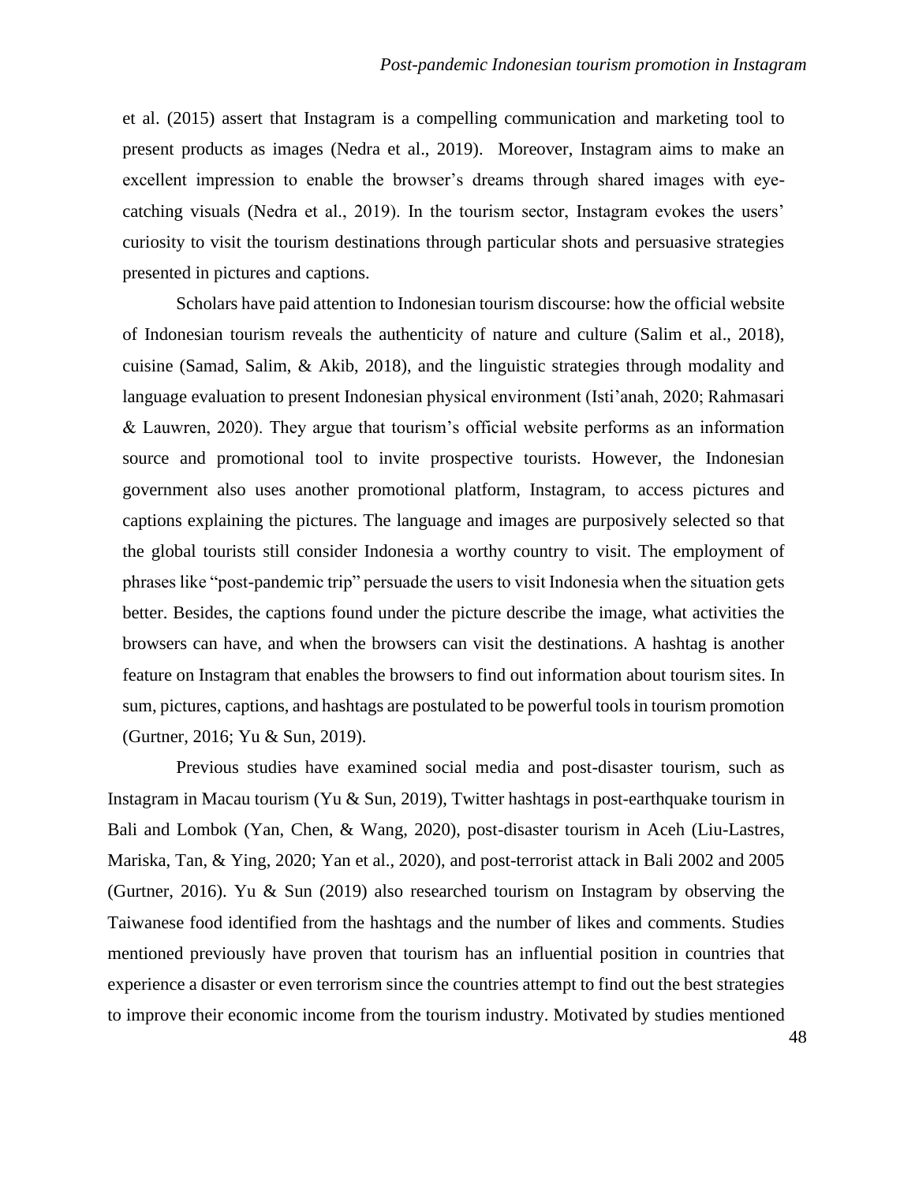et al. (2015) assert that Instagram is a compelling communication and marketing tool to present products as images (Nedra et al., 2019). Moreover, Instagram aims to make an excellent impression to enable the browser's dreams through shared images with eye-catching visuals (Nedra et al., 2019). In the tourism sector, Instagram evokes the users' curiosity to visit the tourism destinations through particular shots and persuasive strategies presented in pictures and captions.

Scholars have paid attention to Indonesian tourism discourse: how the official website of Indonesian tourism reveals the authenticity of nature and culture (Salim et al., 2018), cuisine (Samad, Salim, & Akib, 2018), and the linguistic strategies through modality and language evaluation to present Indonesian physical environment (Isti'anah, 2020; Rahmasari & Lauwren, 2020). They argue that tourism's official website performs as an information source and promotional tool to invite prospective tourists. However, the Indonesian government also uses another promotional platform, Instagram, to access pictures and captions explaining the pictures. The language and images are purposively selected so that the global tourists still consider Indonesia a worthy country to visit. The employment of phrases like "post-pandemic trip" persuade the users to visit Indonesia when the situation gets better. Besides, the captions found under the picture describe the image, what activities the browsers can have, and when the browsers can visit the destinations. A hashtag is another feature on Instagram that enables the browsers to find out information about tourism sites. In sum, pictures, captions, and hashtags are postulated to be powerful tools in tourism promotion (Gurtner, 2016; Yu & Sun, 2019).

Previous studies have examined social media and post-disaster tourism, such as Instagram in Macau tourism (Yu & Sun, 2019), Twitter hashtags in post-earthquake tourism in Bali and Lombok (Yan, Chen, & Wang, 2020), post-disaster tourism in Aceh (Liu-Lastres, Mariska, Tan, & Ying, 2020; Yan et al., 2020), and post-terrorist attack in Bali 2002 and 2005 (Gurtner, 2016). Yu & Sun (2019) also researched tourism on Instagram by observing the Taiwanese food identified from the hashtags and the number of likes and comments. Studies mentioned previously have proven that tourism has an influential position in countries that experience a disaster or even terrorism since the countries attempt to find out the best strategies to improve their economic income from the tourism industry. Motivated by studies mentioned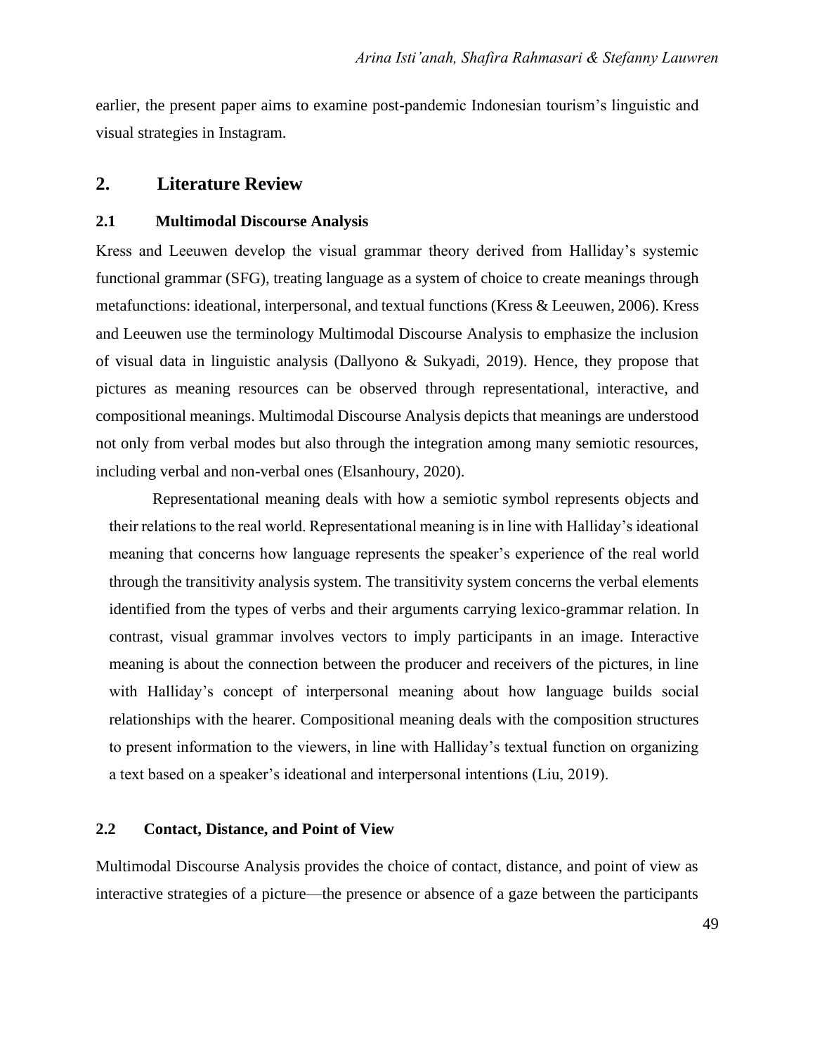earlier, the present paper aims to examine post-pandemic Indonesian tourism's linguistic and visual strategies in Instagram.

## 2. Literature Review

### 2.1 Multimodal Discourse Analysis

Kress and Leeuwen develop the visual grammar theory derived from Halliday's systemic functional grammar (SFG), treating language as a system of choice to create meanings through metafunctions: ideational, interpersonal, and textual functions (Kress & Leeuwen, 2006). Kress and Leeuwen use the terminology Multimodal Discourse Analysis to emphasize the inclusion of visual data in linguistic analysis (Dallyono & Sukyadi, 2019). Hence, they propose that pictures as meaning resources can be observed through representational, interactive, and compositional meanings. Multimodal Discourse Analysis depicts that meanings are understood not only from verbal modes but also through the integration among many semiotic resources, including verbal and non-verbal ones (Elsanhoury, 2020).

Representational meaning deals with how a semiotic symbol represents objects and their relations to the real world. Representational meaning is in line with Halliday's ideational meaning that concerns how language represents the speaker's experience of the real world through the transitivity analysis system. The transitivity system concerns the verbal elements identified from the types of verbs and their arguments carrying lexico-grammar relation. In contrast, visual grammar involves vectors to imply participants in an image. Interactive meaning is about the connection between the producer and receivers of the pictures, in line with Halliday's concept of interpersonal meaning about how language builds social relationships with the hearer. Compositional meaning deals with the composition structures to present information to the viewers, in line with Halliday's textual function on organizing a text based on a speaker's ideational and interpersonal intentions (Liu, 2019).

### 2.2 Contact, Distance, and Point of View

Multimodal Discourse Analysis provides the choice of contact, distance, and point of view as interactive strategies of a picture—the presence or absence of a gaze between the participants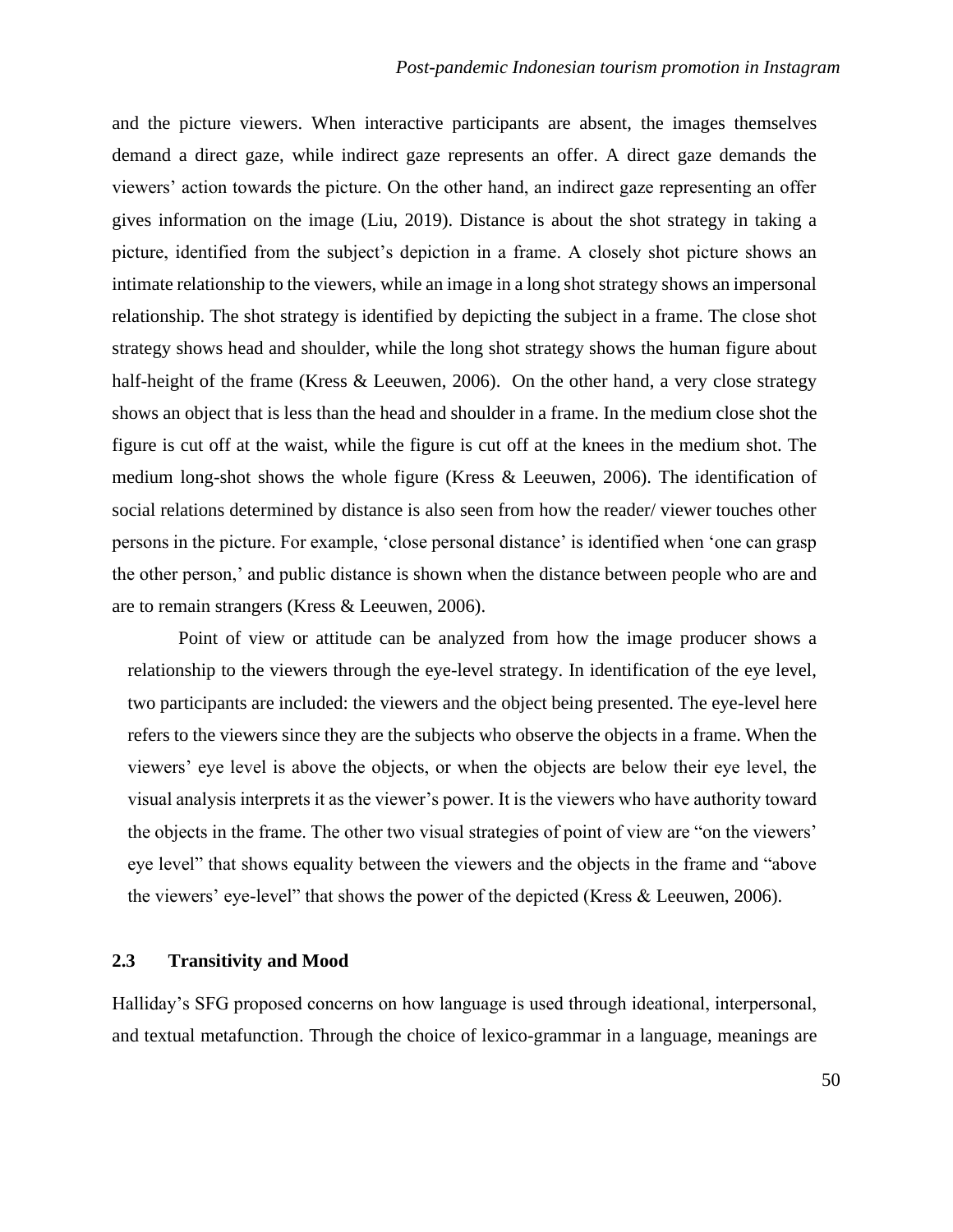and the picture viewers. When interactive participants are absent, the images themselves demand a direct gaze, while indirect gaze represents an offer. A direct gaze demands the viewers' action towards the picture. On the other hand, an indirect gaze representing an offer gives information on the image (Liu, 2019). Distance is about the shot strategy in taking a picture, identified from the subject's depiction in a frame. A closely shot picture shows an intimate relationship to the viewers, while an image in a long shot strategy shows an impersonal relationship. The shot strategy is identified by depicting the subject in a frame. The close shot strategy shows head and shoulder, while the long shot strategy shows the human figure about half-height of the frame (Kress & Leeuwen, 2006). On the other hand, a very close strategy shows an object that is less than the head and shoulder in a frame. In the medium close shot the figure is cut off at the waist, while the figure is cut off at the knees in the medium shot. The medium long-shot shows the whole figure (Kress & Leeuwen, 2006). The identification of social relations determined by distance is also seen from how the reader/ viewer touches other persons in the picture. For example, 'close personal distance' is identified when 'one can grasp the other person,' and public distance is shown when the distance between people who are and are to remain strangers (Kress & Leeuwen, 2006).

Point of view or attitude can be analyzed from how the image producer shows a relationship to the viewers through the eye-level strategy. In identification of the eye level, two participants are included: the viewers and the object being presented. The eye-level here refers to the viewers since they are the subjects who observe the objects in a frame. When the viewers' eye level is above the objects, or when the objects are below their eye level, the visual analysis interprets it as the viewer's power. It is the viewers who have authority toward the objects in the frame. The other two visual strategies of point of view are "on the viewers' eye level" that shows equality between the viewers and the objects in the frame and "above the viewers' eye-level" that shows the power of the depicted (Kress & Leeuwen, 2006).

## 2.3 Transitivity and Mood

Halliday's SFG proposed concerns on how language is used through ideational, interpersonal, and textual metafunction. Through the choice of lexico-grammar in a language, meanings are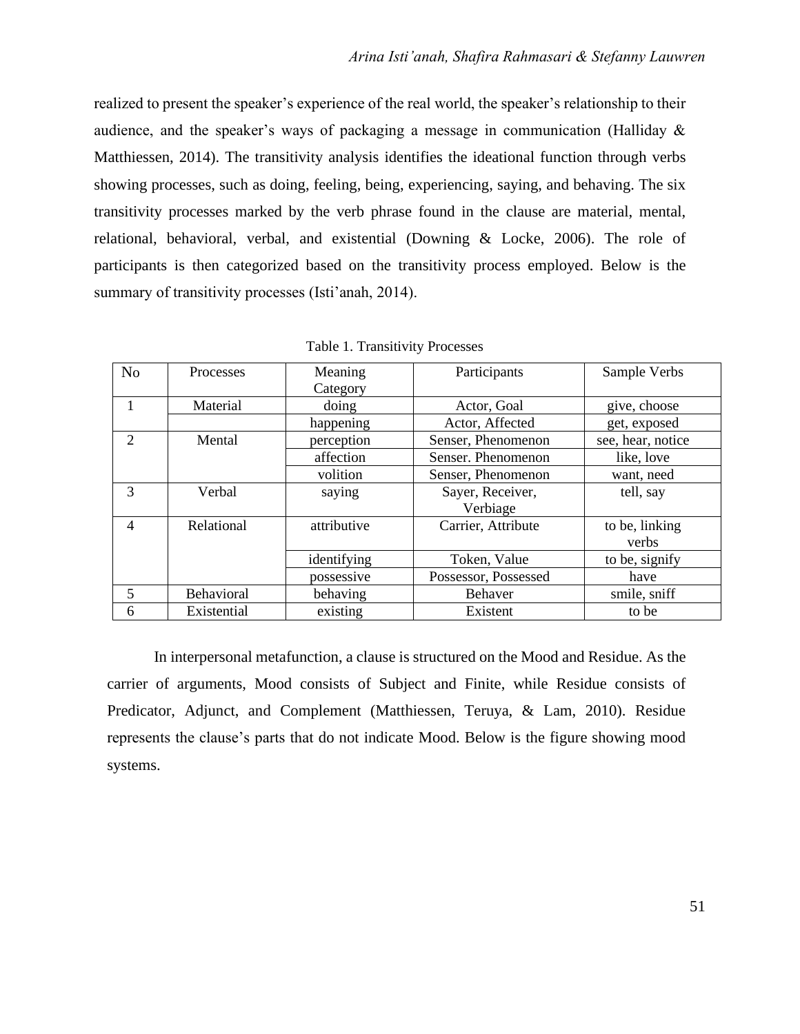realized to present the speaker's experience of the real world, the speaker's relationship to their audience, and the speaker's ways of packaging a message in communication (Halliday & Matthiessen, 2014). The transitivity analysis identifies the ideational function through verbs showing processes, such as doing, feeling, being, experiencing, saying, and behaving. The six transitivity processes marked by the verb phrase found in the clause are material, mental, relational, behavioral, verbal, and existential (Downing & Locke, 2006). The role of participants is then categorized based on the transitivity process employed. Below is the summary of transitivity processes (Isti'anah, 2014).

Table 1. Transitivity Processes

| No | Processes | Meaning Category | Participants | Sample Verbs |
|---|---|---|---|---|
| 1 | Material | doing | Actor, Goal | give, choose |
| | | happening | Actor, Affected | get, exposed |
| 2 | Mental | perception | Senser, Phenomenon | see, hear, notice |
| | | affection | Senser. Phenomenon | like, love |
| | | volition | Senser, Phenomenon | want, need |
| 3 | Verbal | saying | Sayer, Receiver, Verbiage | tell, say |
| 4 | Relational | attributive | Carrier, Attribute | to be, linking verbs |
| | | identifying | Token, Value | to be, signify |
| | | possessive | Possessor, Possessed | have |
| 5 | Behavioral | behaving | Behaver | smile, sniff |
| 6 | Existential | existing | Existent | to be |

In interpersonal metafunction, a clause is structured on the Mood and Residue. As the carrier of arguments, Mood consists of Subject and Finite, while Residue consists of Predicator, Adjunct, and Complement (Matthiessen, Teruya, & Lam, 2010). Residue represents the clause's parts that do not indicate Mood. Below is the figure showing mood systems.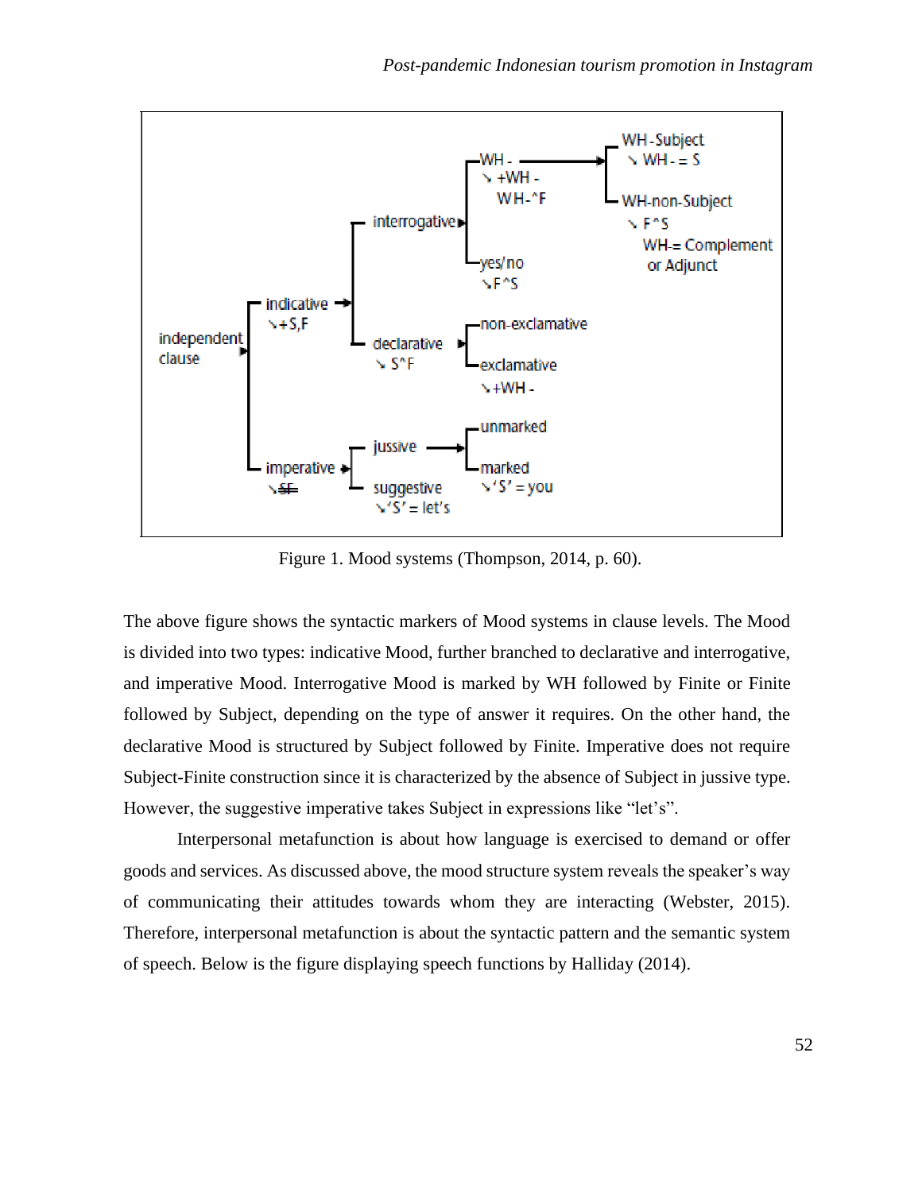Figure 1. Mood systems (Thompson, 2014, p. 60).

The above figure shows the syntactic markers of Mood systems in clause levels. The Mood is divided into two types: indicative Mood, further branched to declarative and interrogative, and imperative Mood. Interrogative Mood is marked by WH followed by Finite or Finite followed by Subject, depending on the type of answer it requires. On the other hand, the declarative Mood is structured by Subject followed by Finite. Imperative does not require Subject-Finite construction since it is characterized by the absence of Subject in jussive type. However, the suggestive imperative takes Subject in expressions like "let's".

Interpersonal metafunction is about how language is exercised to demand or offer goods and services. As discussed above, the mood structure system reveals the speaker's way of communicating their attitudes towards whom they are interacting (Webster, 2015). Therefore, interpersonal metafunction is about the syntactic pattern and the semantic system of speech. Below is the figure displaying speech functions by Halliday (2014).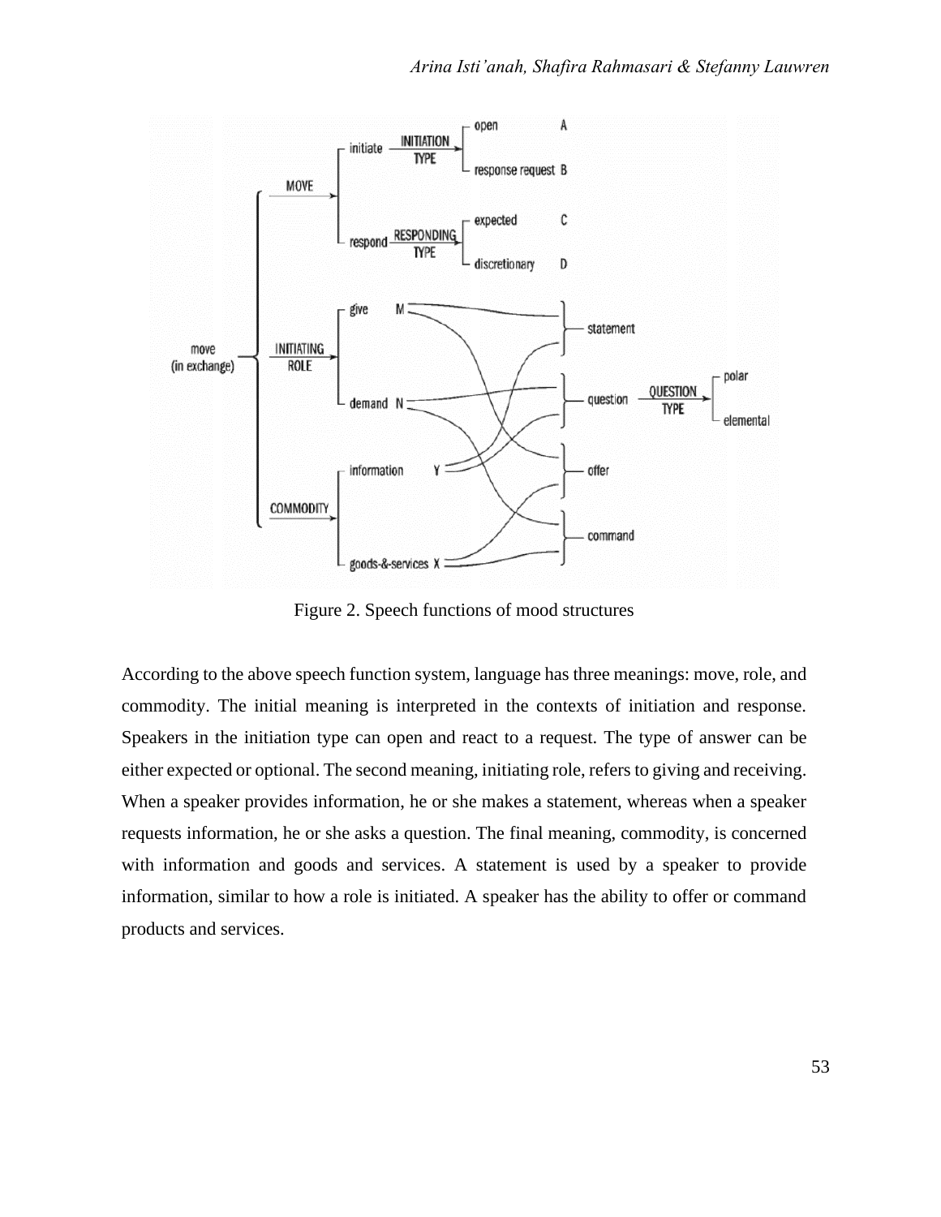Figure 2. Speech functions of mood structures

According to the above speech function system, language has three meanings: move, role, and commodity. The initial meaning is interpreted in the contexts of initiation and response. Speakers in the initiation type can open and react to a request. The type of answer can be either expected or optional. The second meaning, initiating role, refers to giving and receiving. When a speaker provides information, he or she makes a statement, whereas when a speaker requests information, he or she asks a question. The final meaning, commodity, is concerned with information and goods and services. A statement is used by a speaker to provide information, similar to how a role is initiated. A speaker has the ability to offer or command products and services.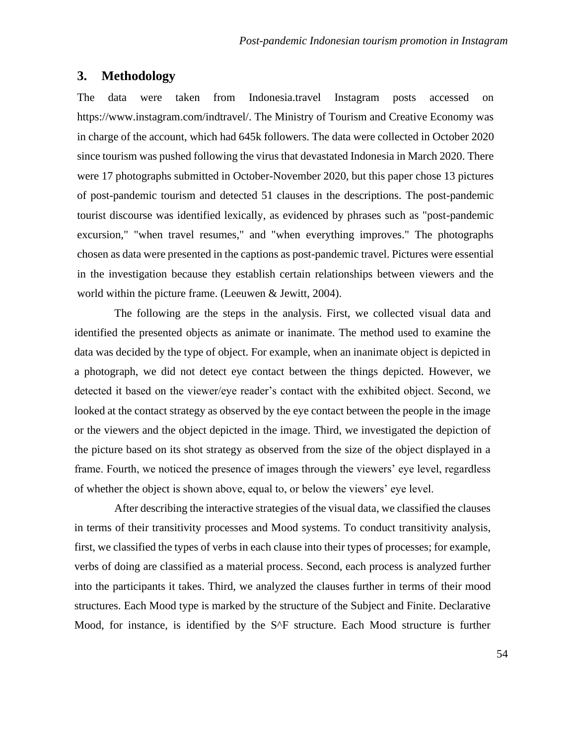## 3. Methodology

The data were taken from Indonesia.travel Instagram posts accessed on https://www.instagram.com/indtravel/. The Ministry of Tourism and Creative Economy was in charge of the account, which had 645k followers. The data were collected in October 2020 since tourism was pushed following the virus that devastated Indonesia in March 2020. There were 17 photographs submitted in October-November 2020, but this paper chose 13 pictures of post-pandemic tourism and detected 51 clauses in the descriptions. The post-pandemic tourist discourse was identified lexically, as evidenced by phrases such as "post-pandemic excursion," "when travel resumes," and "when everything improves." The photographs chosen as data were presented in the captions as post-pandemic travel. Pictures were essential in the investigation because they establish certain relationships between viewers and the world within the picture frame. (Leeuwen & Jewitt, 2004).

The following are the steps in the analysis. First, we collected visual data and identified the presented objects as animate or inanimate. The method used to examine the data was decided by the type of object. For example, when an inanimate object is depicted in a photograph, we did not detect eye contact between the things depicted. However, we detected it based on the viewer/eye reader's contact with the exhibited object. Second, we looked at the contact strategy as observed by the eye contact between the people in the image or the viewers and the object depicted in the image. Third, we investigated the depiction of the picture based on its shot strategy as observed from the size of the object displayed in a frame. Fourth, we noticed the presence of images through the viewers' eye level, regardless of whether the object is shown above, equal to, or below the viewers' eye level.

After describing the interactive strategies of the visual data, we classified the clauses in terms of their transitivity processes and Mood systems. To conduct transitivity analysis, first, we classified the types of verbs in each clause into their types of processes; for example, verbs of doing are classified as a material process. Second, each process is analyzed further into the participants it takes. Third, we analyzed the clauses further in terms of their mood structures. Each Mood type is marked by the structure of the Subject and Finite. Declarative Mood, for instance, is identified by the S^F structure. Each Mood structure is further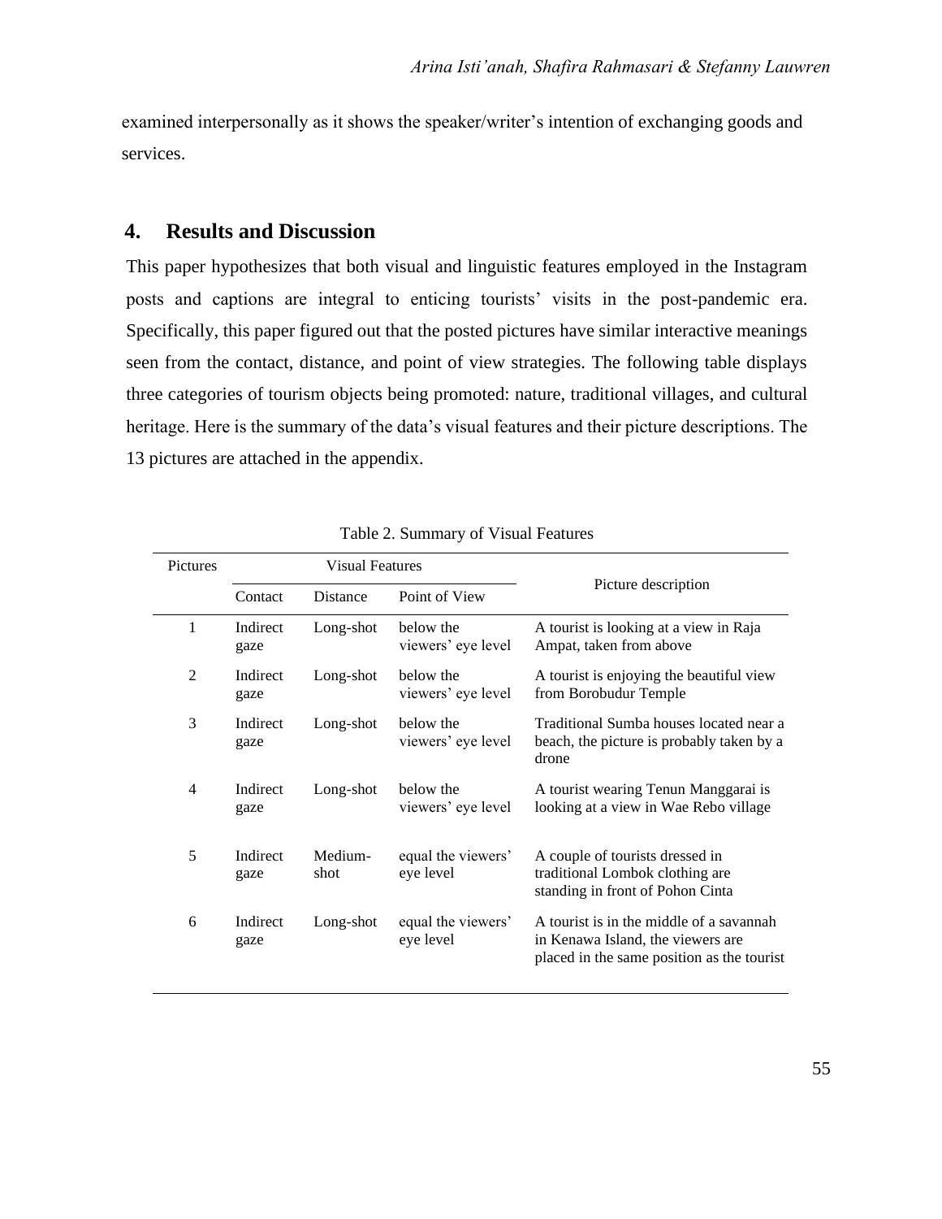examined interpersonally as it shows the speaker/writer's intention of exchanging goods and services.

## 4. Results and Discussion

This paper hypothesizes that both visual and linguistic features employed in the Instagram posts and captions are integral to enticing tourists' visits in the post-pandemic era. Specifically, this paper figured out that the posted pictures have similar interactive meanings seen from the contact, distance, and point of view strategies. The following table displays three categories of tourism objects being promoted: nature, traditional villages, and cultural heritage. Here is the summary of the data's visual features and their picture descriptions. The 13 pictures are attached in the appendix.

Table 2. Summary of Visual Features

| Pictures | Visual Features | | | Picture description |
|---|---|---|---|---|
| | Contact | Distance | Point of View | |
| 1 | Indirect gaze | Long-shot | below the viewers' eye level | A tourist is looking at a view in Raja Ampat, taken from above |
| 2 | Indirect gaze | Long-shot | below the viewers' eye level | A tourist is enjoying the beautiful view from Borobudur Temple |
| 3 | Indirect gaze | Long-shot | below the viewers' eye level | Traditional Sumba houses located near a beach, the picture is probably taken by a drone |
| 4 | Indirect gaze | Long-shot | below the viewers' eye level | A tourist wearing Tenun Manggarai is looking at a view in Wae Rebo village |
| 5 | Indirect gaze | Medium-shot | equal the viewers' eye level | A couple of tourists dressed in traditional Lombok clothing are standing in front of Pohon Cinta |
| 6 | Indirect gaze | Long-shot | equal the viewers' eye level | A tourist is in the middle of a savannah in Kenawa Island, the viewers are placed in the same position as the tourist |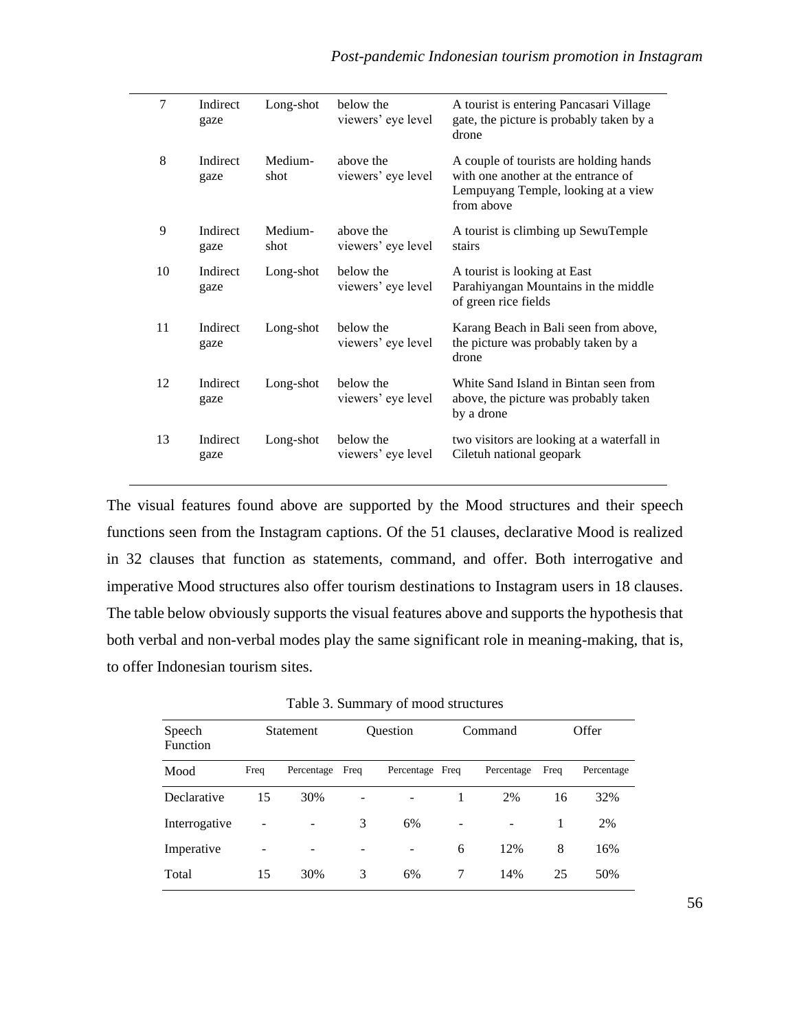| 7 | Indirect gaze | Long-shot | below the viewers' eye level | A tourist is entering Pancasari Village gate, the picture is probably taken by a drone |
|---|---|---|---|---|
| 8 | Indirect gaze | Medium-shot | above the viewers' eye level | A couple of tourists are holding hands with one another at the entrance of Lempuyang Temple, looking at a view from above |
| 9 | Indirect gaze | Medium-shot | above the viewers' eye level | A tourist is climbing up SewuTemple stairs |
| 10 | Indirect gaze | Long-shot | below the viewers' eye level | A tourist is looking at East Parahiyangan Mountains in the middle of green rice fields |
| 11 | Indirect gaze | Long-shot | below the viewers' eye level | Karang Beach in Bali seen from above, the picture was probably taken by a drone |
| 12 | Indirect gaze | Long-shot | below the viewers' eye level | White Sand Island in Bintan seen from above, the picture was probably taken by a drone |
| 13 | Indirect gaze | Long-shot | below the viewers' eye level | two visitors are looking at a waterfall in Ciletuh national geopark |

The visual features found above are supported by the Mood structures and their speech functions seen from the Instagram captions. Of the 51 clauses, declarative Mood is realized in 32 clauses that function as statements, command, and offer. Both interrogative and imperative Mood structures also offer tourism destinations to Instagram users in 18 clauses. The table below obviously supports the visual features above and supports the hypothesis that both verbal and non-verbal modes play the same significant role in meaning-making, that is, to offer Indonesian tourism sites.

Table 3. Summary of mood structures

| Speech Function | Statement | | Question | | Command | | Offer | |
|---|---|---|---|---|---|---|---|---|
| Mood | Freq | Percentage | Freq | Percentage | Freq | Percentage | Freq | Percentage |
| Declarative | 15 | 30% | - | - | 1 | 2% | 16 | 32% |
| Interrogative | - | - | 3 | 6% | - | - | 1 | 2% |
| Imperative | - | - | - | - | 6 | 12% | 8 | 16% |
| Total | 15 | 30% | 3 | 6% | 7 | 14% | 25 | 50% |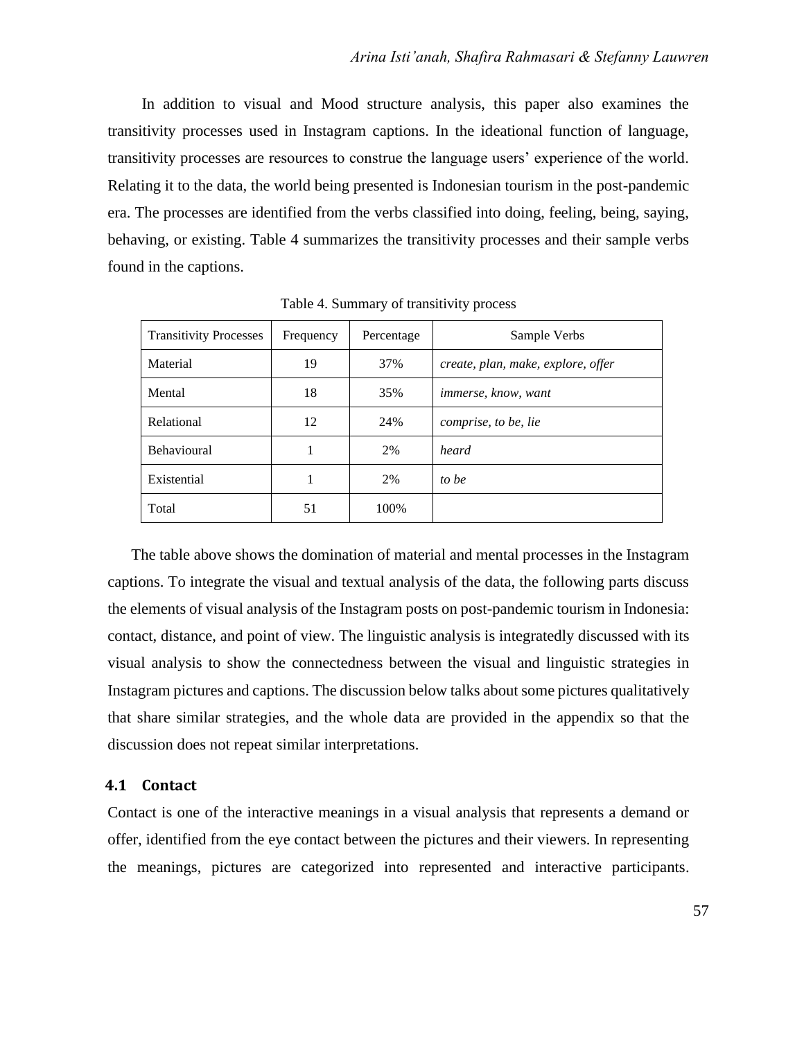In addition to visual and Mood structure analysis, this paper also examines the transitivity processes used in Instagram captions. In the ideational function of language, transitivity processes are resources to construe the language users' experience of the world. Relating it to the data, the world being presented is Indonesian tourism in the post-pandemic era. The processes are identified from the verbs classified into doing, feeling, being, saying, behaving, or existing. Table 4 summarizes the transitivity processes and their sample verbs found in the captions.

Table 4. Summary of transitivity process

| Transitivity Processes | Frequency | Percentage | Sample Verbs |
|---|---|---|---|
| Material | 19 | 37% | *create, plan, make, explore, offer* |
| Mental | 18 | 35% | *immerse, know, want* |
| Relational | 12 | 24% | *comprise, to be, lie* |
| Behavioural | 1 | 2% | *heard* |
| Existential | 1 | 2% | *to be* |
| Total | 51 | 100% | |

The table above shows the domination of material and mental processes in the Instagram captions. To integrate the visual and textual analysis of the data, the following parts discuss the elements of visual analysis of the Instagram posts on post-pandemic tourism in Indonesia: contact, distance, and point of view. The linguistic analysis is integratedly discussed with its visual analysis to show the connectedness between the visual and linguistic strategies in Instagram pictures and captions. The discussion below talks about some pictures qualitatively that share similar strategies, and the whole data are provided in the appendix so that the discussion does not repeat similar interpretations.

### 4.1 Contact

Contact is one of the interactive meanings in a visual analysis that represents a demand or offer, identified from the eye contact between the pictures and their viewers. In representing the meanings, pictures are categorized into represented and interactive participants.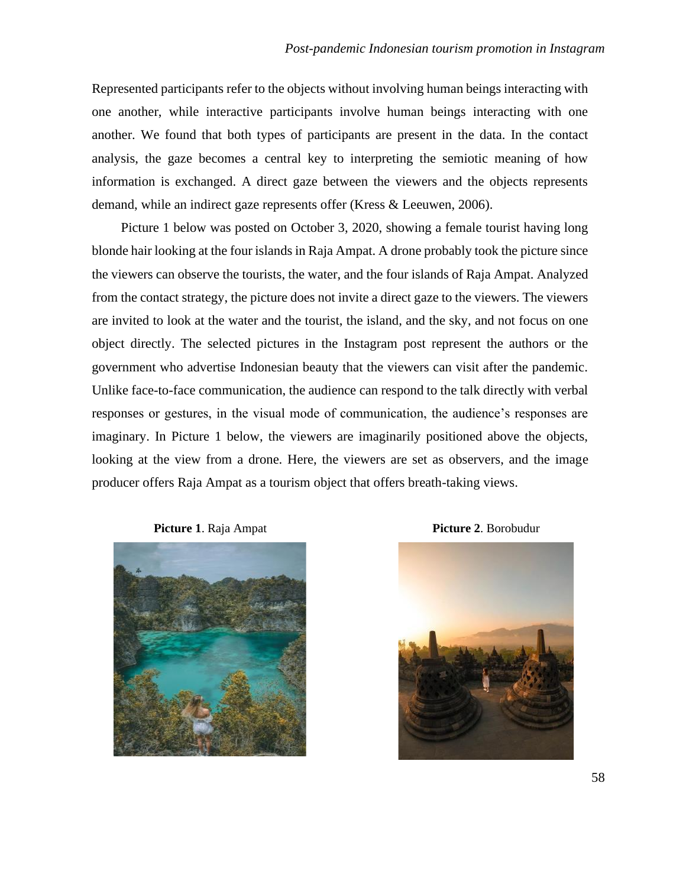Represented participants refer to the objects without involving human beings interacting with one another, while interactive participants involve human beings interacting with one another. We found that both types of participants are present in the data. In the contact analysis, the gaze becomes a central key to interpreting the semiotic meaning of how information is exchanged. A direct gaze between the viewers and the objects represents demand, while an indirect gaze represents offer (Kress & Leeuwen, 2006).

Picture 1 below was posted on October 3, 2020, showing a female tourist having long blonde hair looking at the four islands in Raja Ampat. A drone probably took the picture since the viewers can observe the tourists, the water, and the four islands of Raja Ampat. Analyzed from the contact strategy, the picture does not invite a direct gaze to the viewers. The viewers are invited to look at the water and the tourist, the island, and the sky, and not focus on one object directly. The selected pictures in the Instagram post represent the authors or the government who advertise Indonesian beauty that the viewers can visit after the pandemic. Unlike face-to-face communication, the audience can respond to the talk directly with verbal responses or gestures, in the visual mode of communication, the audience's responses are imaginary. In Picture 1 below, the viewers are imaginarily positioned above the objects, looking at the view from a drone. Here, the viewers are set as observers, and the image producer offers Raja Ampat as a tourism object that offers breath-taking views.

**Picture 1**. Raja Ampat

**Picture 2**. Borobudur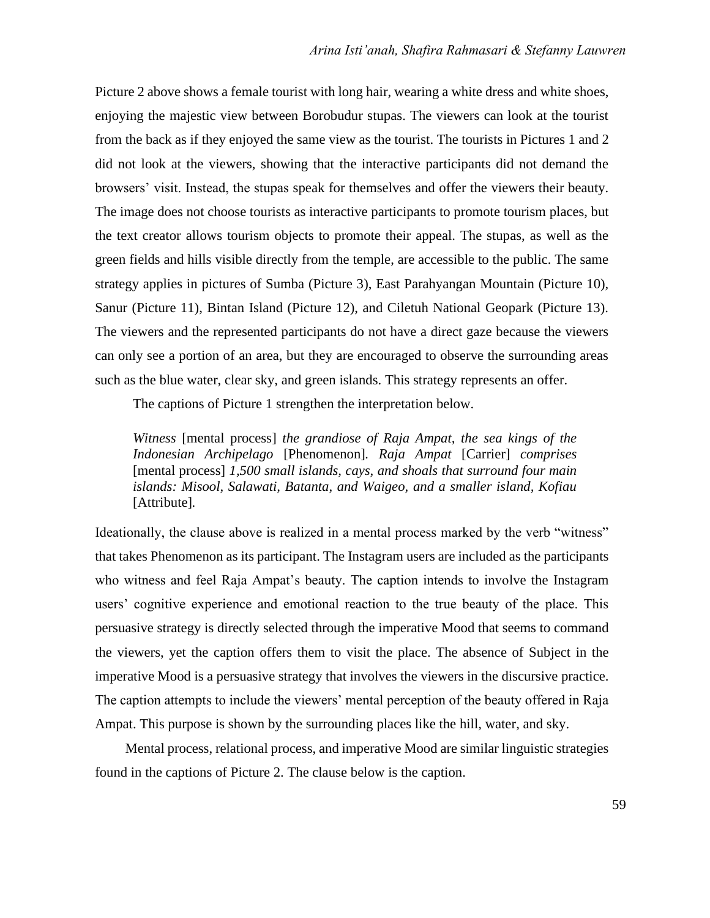Picture 2 above shows a female tourist with long hair, wearing a white dress and white shoes, enjoying the majestic view between Borobudur stupas. The viewers can look at the tourist from the back as if they enjoyed the same view as the tourist. The tourists in Pictures 1 and 2 did not look at the viewers, showing that the interactive participants did not demand the browsers' visit. Instead, the stupas speak for themselves and offer the viewers their beauty. The image does not choose tourists as interactive participants to promote tourism places, but the text creator allows tourism objects to promote their appeal. The stupas, as well as the green fields and hills visible directly from the temple, are accessible to the public. The same strategy applies in pictures of Sumba (Picture 3), East Parahyangan Mountain (Picture 10), Sanur (Picture 11), Bintan Island (Picture 12), and Ciletuh National Geopark (Picture 13). The viewers and the represented participants do not have a direct gaze because the viewers can only see a portion of an area, but they are encouraged to observe the surrounding areas such as the blue water, clear sky, and green islands. This strategy represents an offer.

The captions of Picture 1 strengthen the interpretation below.

> *Witness* [mental process] *the grandiose of Raja Ampat, the sea kings of the Indonesian Archipelago* [Phenomenon]. *Raja Ampat* [Carrier] *comprises* [mental process] *1,500 small islands, cays, and shoals that surround four main islands: Misool, Salawati, Batanta, and Waigeo, and a smaller island, Kofiau* [Attribute].

Ideationally, the clause above is realized in a mental process marked by the verb "witness" that takes Phenomenon as its participant. The Instagram users are included as the participants who witness and feel Raja Ampat's beauty. The caption intends to involve the Instagram users' cognitive experience and emotional reaction to the true beauty of the place. This persuasive strategy is directly selected through the imperative Mood that seems to command the viewers, yet the caption offers them to visit the place. The absence of Subject in the imperative Mood is a persuasive strategy that involves the viewers in the discursive practice. The caption attempts to include the viewers' mental perception of the beauty offered in Raja Ampat. This purpose is shown by the surrounding places like the hill, water, and sky.

Mental process, relational process, and imperative Mood are similar linguistic strategies found in the captions of Picture 2. The clause below is the caption.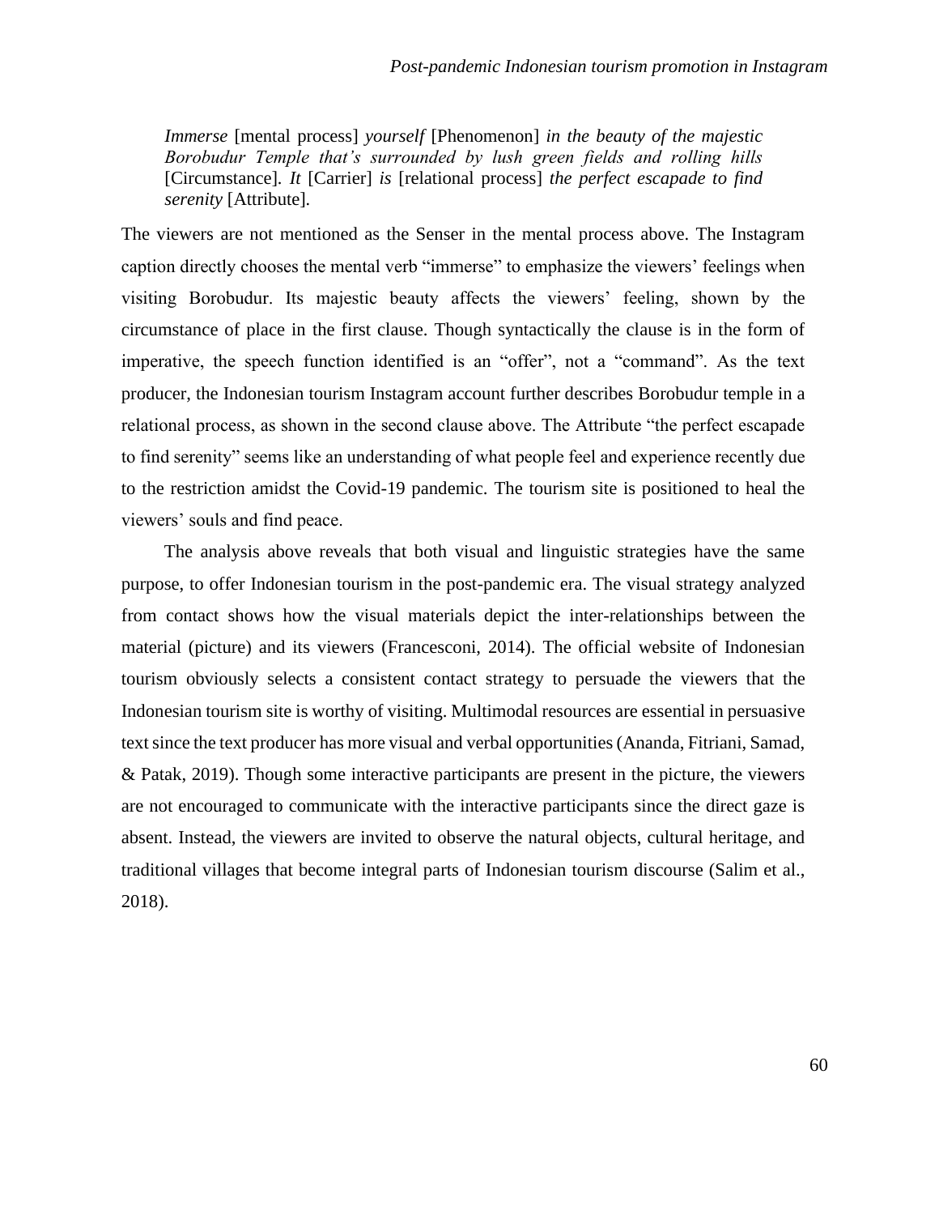> *Immerse* [mental process] *yourself* [Phenomenon] *in the beauty of the majestic Borobudur Temple that's surrounded by lush green fields and rolling hills* [Circumstance]. *It* [Carrier] *is* [relational process] *the perfect escapade to find serenity* [Attribute].

The viewers are not mentioned as the Senser in the mental process above. The Instagram caption directly chooses the mental verb "immerse" to emphasize the viewers' feelings when visiting Borobudur. Its majestic beauty affects the viewers' feeling, shown by the circumstance of place in the first clause. Though syntactically the clause is in the form of imperative, the speech function identified is an "offer", not a "command". As the text producer, the Indonesian tourism Instagram account further describes Borobudur temple in a relational process, as shown in the second clause above. The Attribute "the perfect escapade to find serenity" seems like an understanding of what people feel and experience recently due to the restriction amidst the Covid-19 pandemic. The tourism site is positioned to heal the viewers' souls and find peace.

The analysis above reveals that both visual and linguistic strategies have the same purpose, to offer Indonesian tourism in the post-pandemic era. The visual strategy analyzed from contact shows how the visual materials depict the inter-relationships between the material (picture) and its viewers (Francesconi, 2014). The official website of Indonesian tourism obviously selects a consistent contact strategy to persuade the viewers that the Indonesian tourism site is worthy of visiting. Multimodal resources are essential in persuasive text since the text producer has more visual and verbal opportunities (Ananda, Fitriani, Samad, & Patak, 2019). Though some interactive participants are present in the picture, the viewers are not encouraged to communicate with the interactive participants since the direct gaze is absent. Instead, the viewers are invited to observe the natural objects, cultural heritage, and traditional villages that become integral parts of Indonesian tourism discourse (Salim et al., 2018).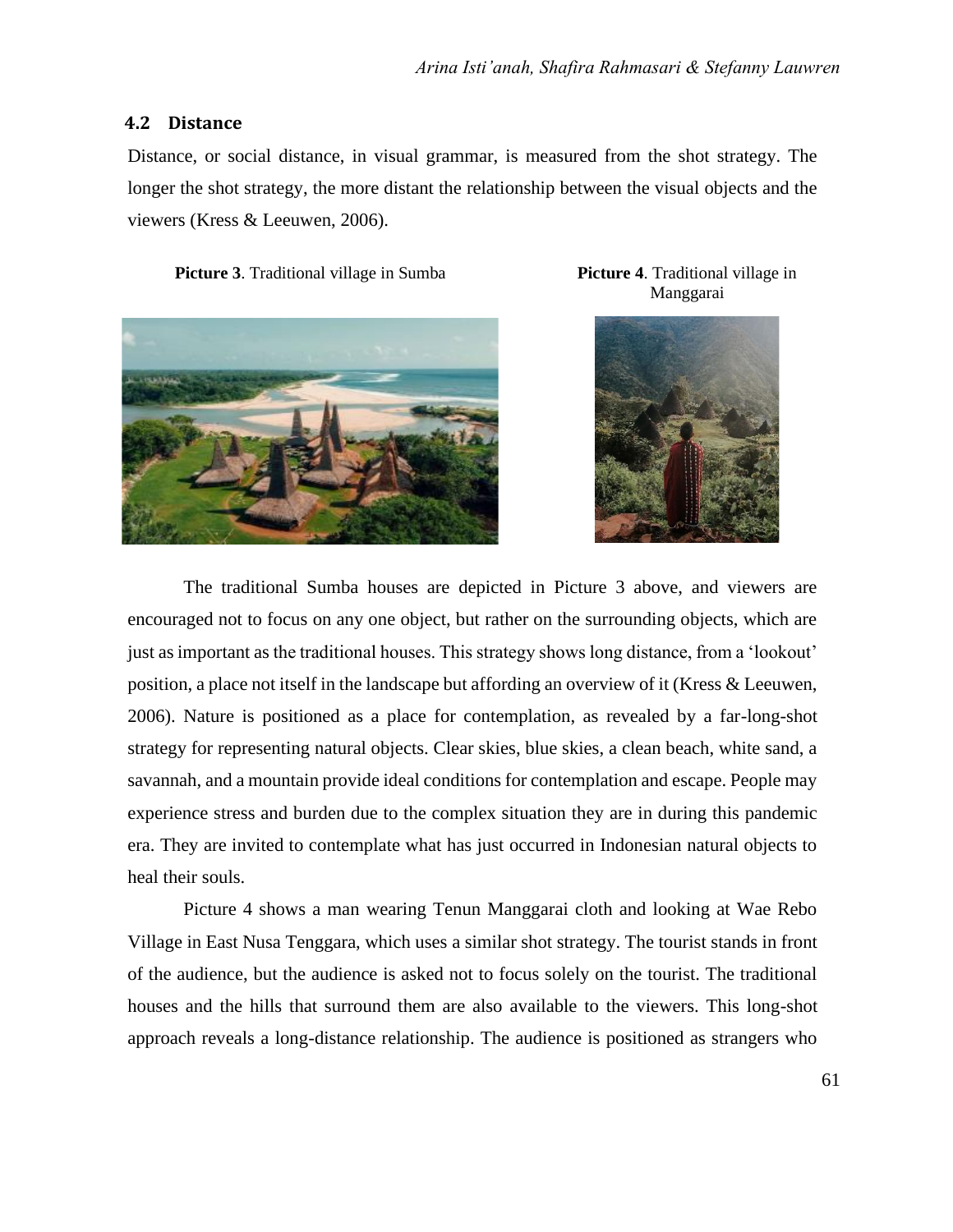### 4.2 Distance

Distance, or social distance, in visual grammar, is measured from the shot strategy. The longer the shot strategy, the more distant the relationship between the visual objects and the viewers (Kress & Leeuwen, 2006).

**Picture 3**. Traditional village in Sumba

**Picture 4**. Traditional village in Manggarai

The traditional Sumba houses are depicted in Picture 3 above, and viewers are encouraged not to focus on any one object, but rather on the surrounding objects, which are just as important as the traditional houses. This strategy shows long distance, from a 'lookout' position, a place not itself in the landscape but affording an overview of it (Kress & Leeuwen, 2006). Nature is positioned as a place for contemplation, as revealed by a far-long-shot strategy for representing natural objects. Clear skies, blue skies, a clean beach, white sand, a savannah, and a mountain provide ideal conditions for contemplation and escape. People may experience stress and burden due to the complex situation they are in during this pandemic era. They are invited to contemplate what has just occurred in Indonesian natural objects to heal their souls.

Picture 4 shows a man wearing Tenun Manggarai cloth and looking at Wae Rebo Village in East Nusa Tenggara, which uses a similar shot strategy. The tourist stands in front of the audience, but the audience is asked not to focus solely on the tourist. The traditional houses and the hills that surround them are also available to the viewers. This long-shot approach reveals a long-distance relationship. The audience is positioned as strangers who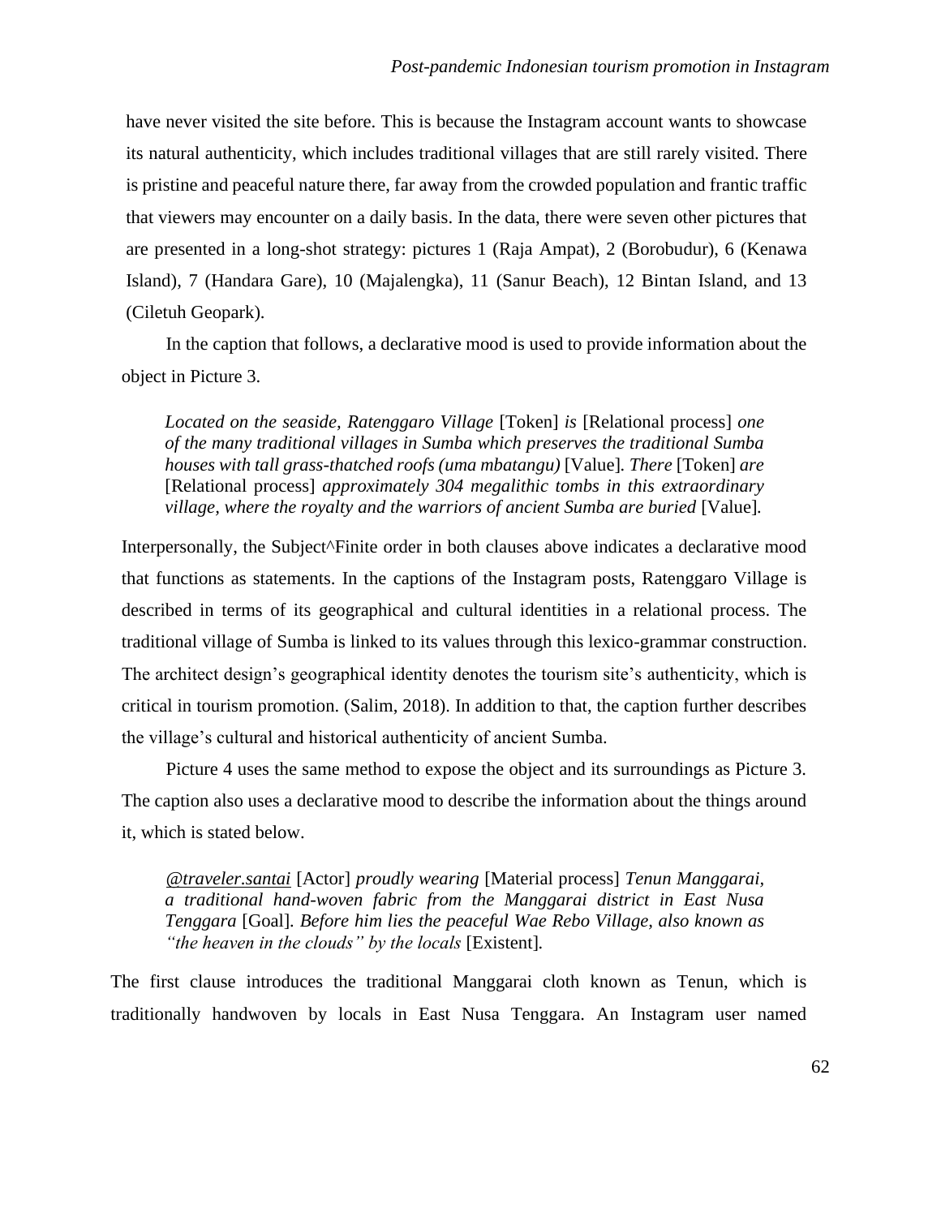have never visited the site before. This is because the Instagram account wants to showcase its natural authenticity, which includes traditional villages that are still rarely visited. There is pristine and peaceful nature there, far away from the crowded population and frantic traffic that viewers may encounter on a daily basis. In the data, there were seven other pictures that are presented in a long-shot strategy: pictures 1 (Raja Ampat), 2 (Borobudur), 6 (Kenawa Island), 7 (Handara Gare), 10 (Majalengka), 11 (Sanur Beach), 12 Bintan Island, and 13 (Ciletuh Geopark).

In the caption that follows, a declarative mood is used to provide information about the object in Picture 3.

> *Located on the seaside, Ratenggaro Village* [Token] *is* [Relational process] *one of the many traditional villages in Sumba which preserves the traditional Sumba houses with tall grass-thatched roofs (uma mbatangu)* [Value]. *There* [Token] *are* [Relational process] *approximately 304 megalithic tombs in this extraordinary village, where the royalty and the warriors of ancient Sumba are buried* [Value].

Interpersonally, the Subject^Finite order in both clauses above indicates a declarative mood that functions as statements. In the captions of the Instagram posts, Ratenggaro Village is described in terms of its geographical and cultural identities in a relational process. The traditional village of Sumba is linked to its values through this lexico-grammar construction. The architect design's geographical identity denotes the tourism site's authenticity, which is critical in tourism promotion. (Salim, 2018). In addition to that, the caption further describes the village's cultural and historical authenticity of ancient Sumba.

Picture 4 uses the same method to expose the object and its surroundings as Picture 3. The caption also uses a declarative mood to describe the information about the things around it, which is stated below.

> *@traveler.santai* [Actor] *proudly wearing* [Material process] *Tenun Manggarai, a traditional hand-woven fabric from the Manggarai district in East Nusa Tenggara* [Goal]. *Before him lies the peaceful Wae Rebo Village, also known as "the heaven in the clouds" by the locals* [Existent].

The first clause introduces the traditional Manggarai cloth known as Tenun, which is traditionally handwoven by locals in East Nusa Tenggara. An Instagram user named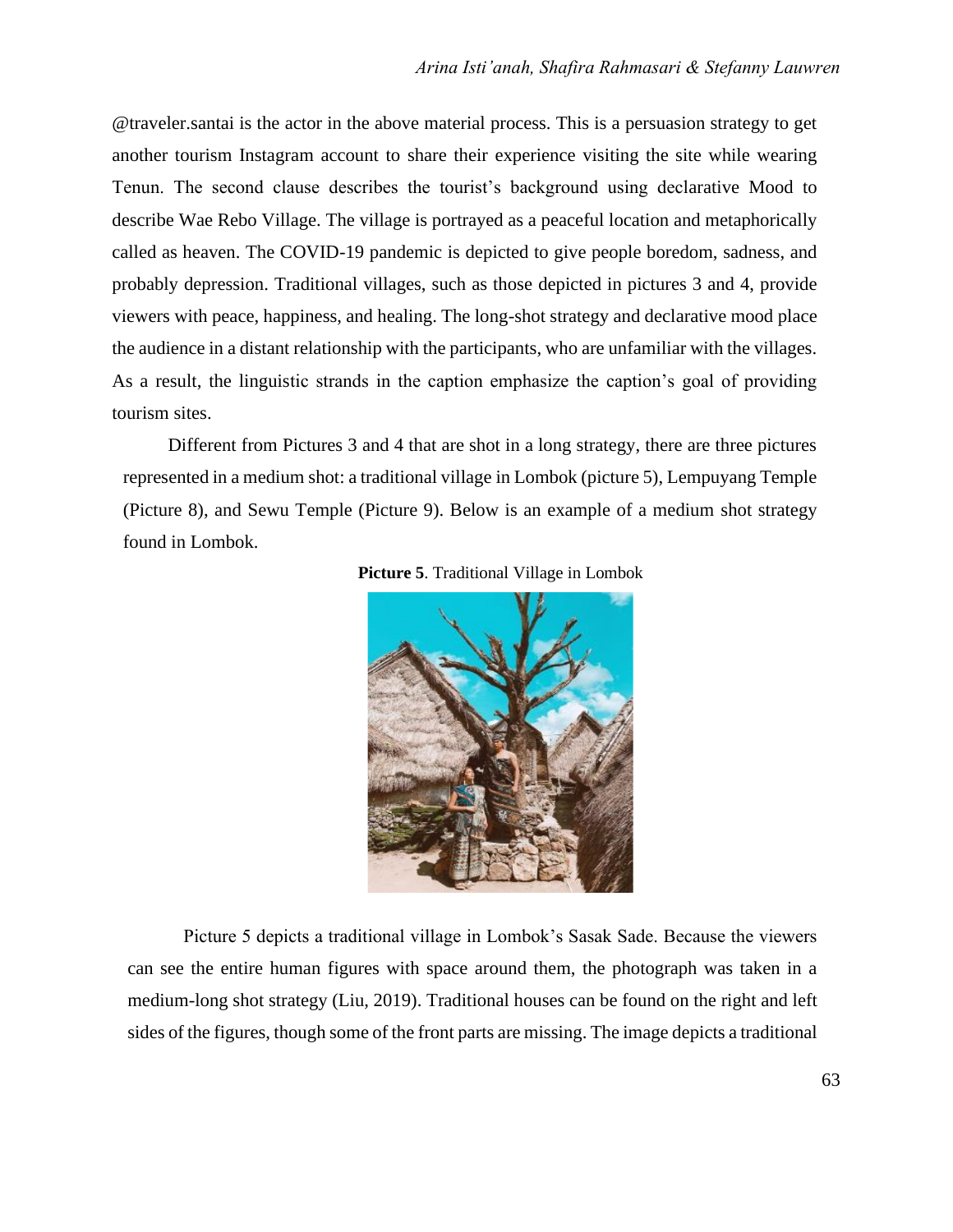@traveler.santai is the actor in the above material process. This is a persuasion strategy to get another tourism Instagram account to share their experience visiting the site while wearing Tenun. The second clause describes the tourist's background using declarative Mood to describe Wae Rebo Village. The village is portrayed as a peaceful location and metaphorically called as heaven. The COVID-19 pandemic is depicted to give people boredom, sadness, and probably depression. Traditional villages, such as those depicted in pictures 3 and 4, provide viewers with peace, happiness, and healing. The long-shot strategy and declarative mood place the audience in a distant relationship with the participants, who are unfamiliar with the villages. As a result, the linguistic strands in the caption emphasize the caption's goal of providing tourism sites.

Different from Pictures 3 and 4 that are shot in a long strategy, there are three pictures represented in a medium shot: a traditional village in Lombok (picture 5), Lempuyang Temple (Picture 8), and Sewu Temple (Picture 9). Below is an example of a medium shot strategy found in Lombok.

**Picture 5**. Traditional Village in Lombok

Picture 5 depicts a traditional village in Lombok's Sasak Sade. Because the viewers can see the entire human figures with space around them, the photograph was taken in a medium-long shot strategy (Liu, 2019). Traditional houses can be found on the right and left sides of the figures, though some of the front parts are missing. The image depicts a traditional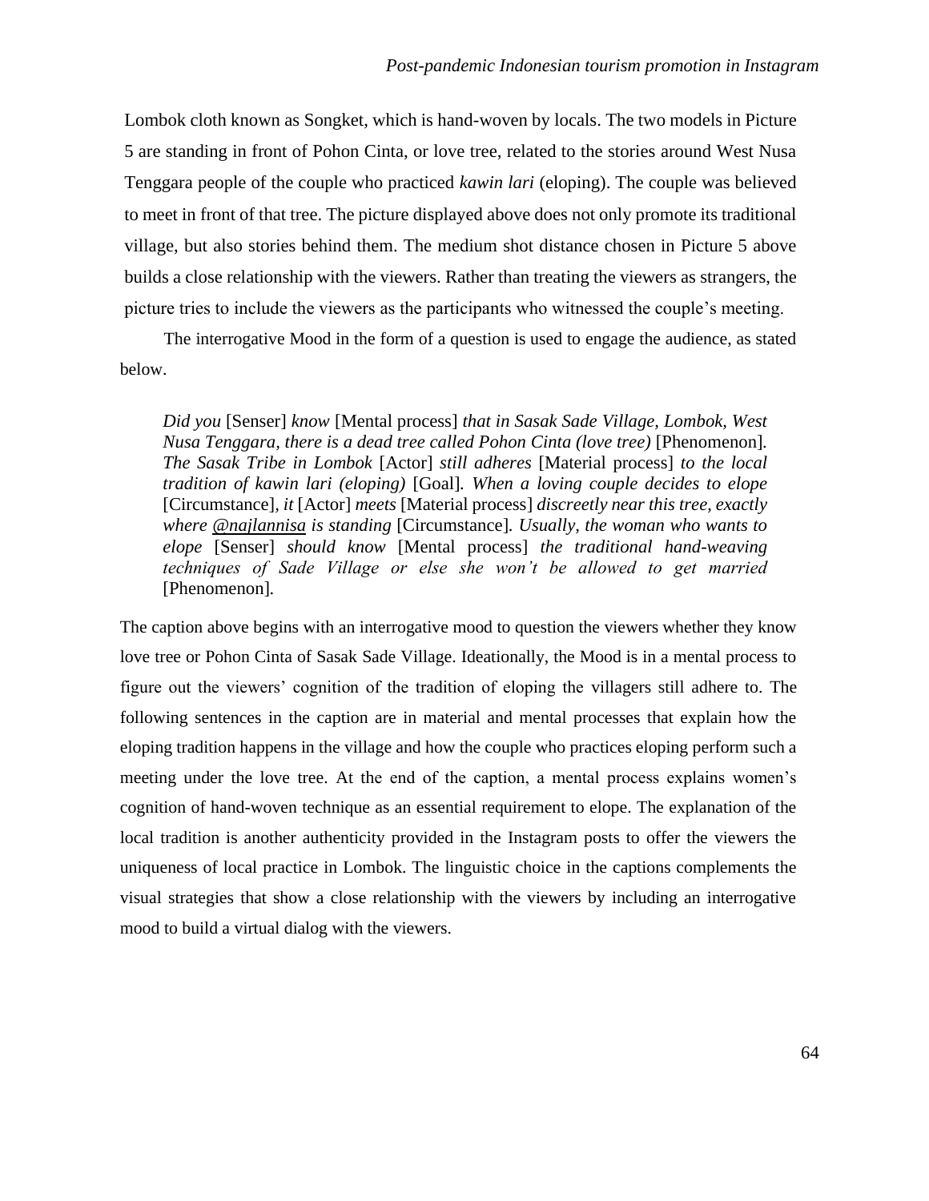Lombok cloth known as Songket, which is hand-woven by locals. The two models in Picture 5 are standing in front of Pohon Cinta, or love tree, related to the stories around West Nusa Tenggara people of the couple who practiced *kawin lari* (eloping). The couple was believed to meet in front of that tree. The picture displayed above does not only promote its traditional village, but also stories behind them. The medium shot distance chosen in Picture 5 above builds a close relationship with the viewers. Rather than treating the viewers as strangers, the picture tries to include the viewers as the participants who witnessed the couple's meeting.

The interrogative Mood in the form of a question is used to engage the audience, as stated below.

> *Did you* [Senser] *know* [Mental process] *that in Sasak Sade Village, Lombok, West Nusa Tenggara, there is a dead tree called Pohon Cinta (love tree)* [Phenomenon]. *The Sasak Tribe in Lombok* [Actor] *still adheres* [Material process] *to the local tradition of kawin lari (eloping)* [Goal]. *When a loving couple decides to elope* [Circumstance], *it* [Actor] *meets* [Material process] *discreetly near this tree, exactly where @najlannisa is standing* [Circumstance]. *Usually, the woman who wants to elope* [Senser] *should know* [Mental process] *the traditional hand-weaving techniques of Sade Village or else she won't be allowed to get married* [Phenomenon].

The caption above begins with an interrogative mood to question the viewers whether they know love tree or Pohon Cinta of Sasak Sade Village. Ideationally, the Mood is in a mental process to figure out the viewers' cognition of the tradition of eloping the villagers still adhere to. The following sentences in the caption are in material and mental processes that explain how the eloping tradition happens in the village and how the couple who practices eloping perform such a meeting under the love tree. At the end of the caption, a mental process explains women's cognition of hand-woven technique as an essential requirement to elope. The explanation of the local tradition is another authenticity provided in the Instagram posts to offer the viewers the uniqueness of local practice in Lombok. The linguistic choice in the captions complements the visual strategies that show a close relationship with the viewers by including an interrogative mood to build a virtual dialog with the viewers.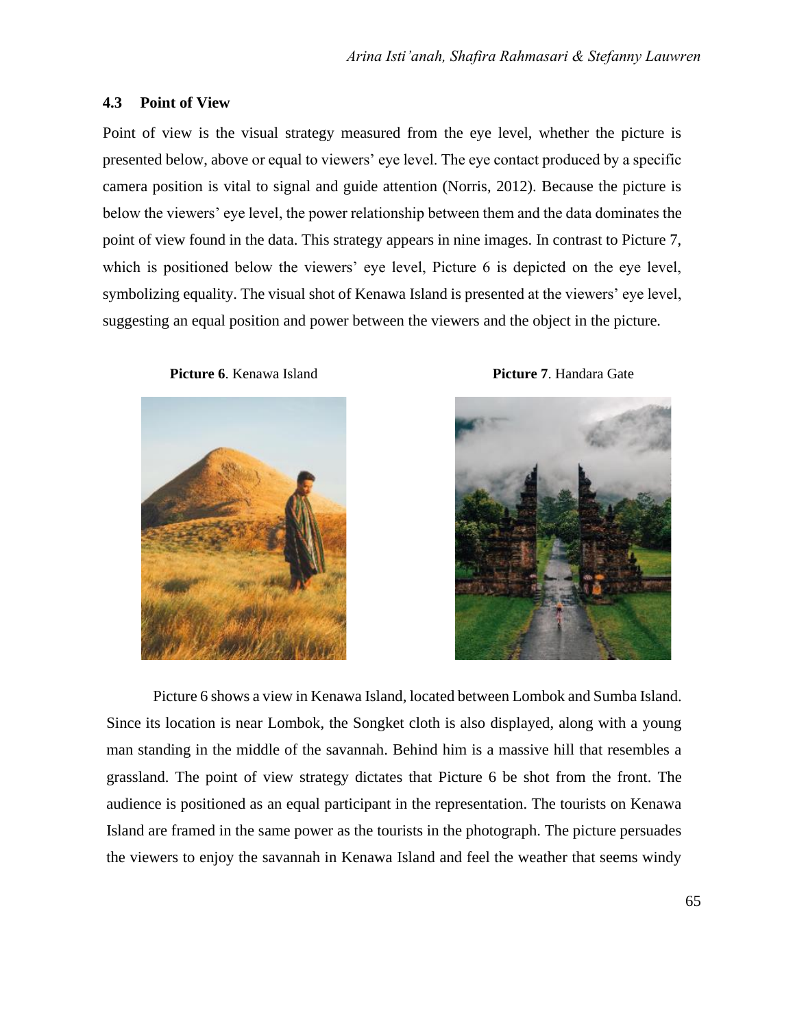## 4.3 Point of View

Point of view is the visual strategy measured from the eye level, whether the picture is presented below, above or equal to viewers' eye level. The eye contact produced by a specific camera position is vital to signal and guide attention (Norris, 2012). Because the picture is below the viewers' eye level, the power relationship between them and the data dominates the point of view found in the data. This strategy appears in nine images. In contrast to Picture 7, which is positioned below the viewers' eye level, Picture 6 is depicted on the eye level, symbolizing equality. The visual shot of Kenawa Island is presented at the viewers' eye level, suggesting an equal position and power between the viewers and the object in the picture.

**Picture 6**. Kenawa Island

**Picture 7**. Handara Gate

Picture 6 shows a view in Kenawa Island, located between Lombok and Sumba Island. Since its location is near Lombok, the Songket cloth is also displayed, along with a young man standing in the middle of the savannah. Behind him is a massive hill that resembles a grassland. The point of view strategy dictates that Picture 6 be shot from the front. The audience is positioned as an equal participant in the representation. The tourists on Kenawa Island are framed in the same power as the tourists in the photograph. The picture persuades the viewers to enjoy the savannah in Kenawa Island and feel the weather that seems windy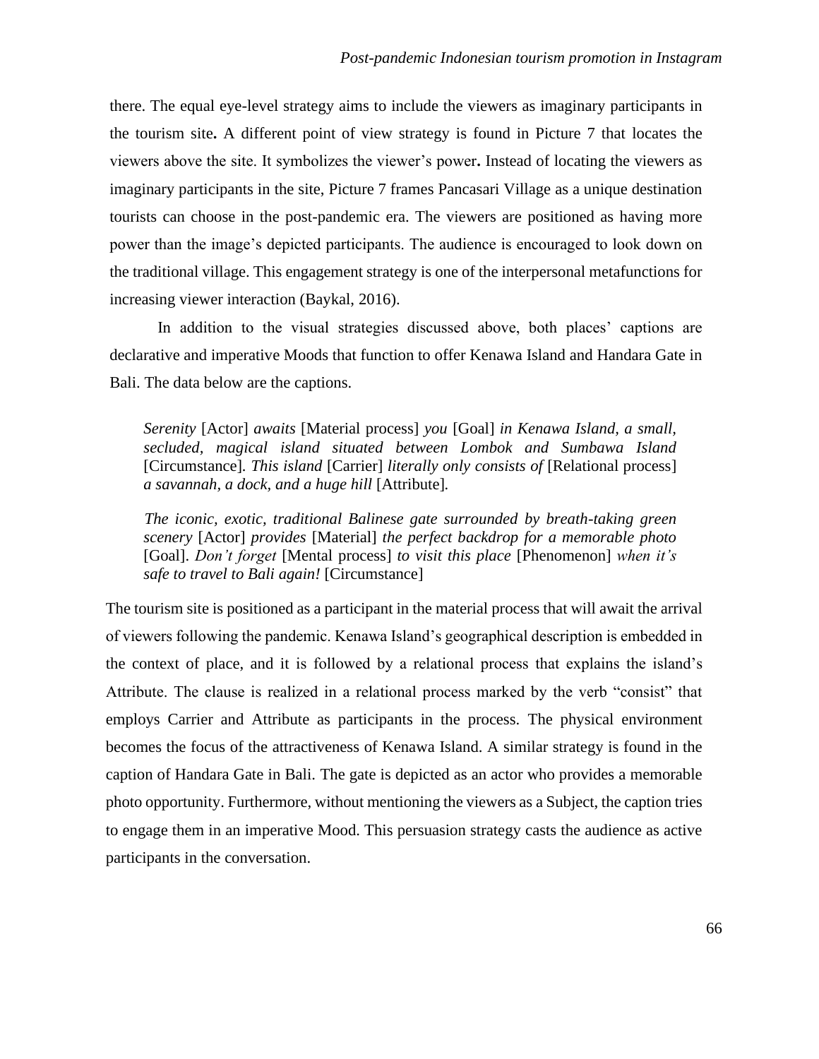there. The equal eye-level strategy aims to include the viewers as imaginary participants in the tourism site**.** A different point of view strategy is found in Picture 7 that locates the viewers above the site. It symbolizes the viewer's power**.** Instead of locating the viewers as imaginary participants in the site, Picture 7 frames Pancasari Village as a unique destination tourists can choose in the post-pandemic era. The viewers are positioned as having more power than the image's depicted participants. The audience is encouraged to look down on the traditional village. This engagement strategy is one of the interpersonal metafunctions for increasing viewer interaction (Baykal, 2016).

In addition to the visual strategies discussed above, both places' captions are declarative and imperative Moods that function to offer Kenawa Island and Handara Gate in Bali. The data below are the captions.

> *Serenity* [Actor] *awaits* [Material process] *you* [Goal] *in Kenawa Island, a small, secluded, magical island situated between Lombok and Sumbawa Island* [Circumstance]*. This island* [Carrier] *literally only consists of* [Relational process] *a savannah, a dock, and a huge hill* [Attribute]*.*
>
> *The iconic, exotic, traditional Balinese gate surrounded by breath-taking green scenery* [Actor] *provides* [Material] *the perfect backdrop for a memorable photo* [Goal]. *Don't forget* [Mental process] *to visit this place* [Phenomenon] *when it's safe to travel to Bali again!* [Circumstance]

The tourism site is positioned as a participant in the material process that will await the arrival of viewers following the pandemic. Kenawa Island's geographical description is embedded in the context of place, and it is followed by a relational process that explains the island's Attribute. The clause is realized in a relational process marked by the verb "consist" that employs Carrier and Attribute as participants in the process. The physical environment becomes the focus of the attractiveness of Kenawa Island. A similar strategy is found in the caption of Handara Gate in Bali. The gate is depicted as an actor who provides a memorable photo opportunity. Furthermore, without mentioning the viewers as a Subject, the caption tries to engage them in an imperative Mood. This persuasion strategy casts the audience as active participants in the conversation.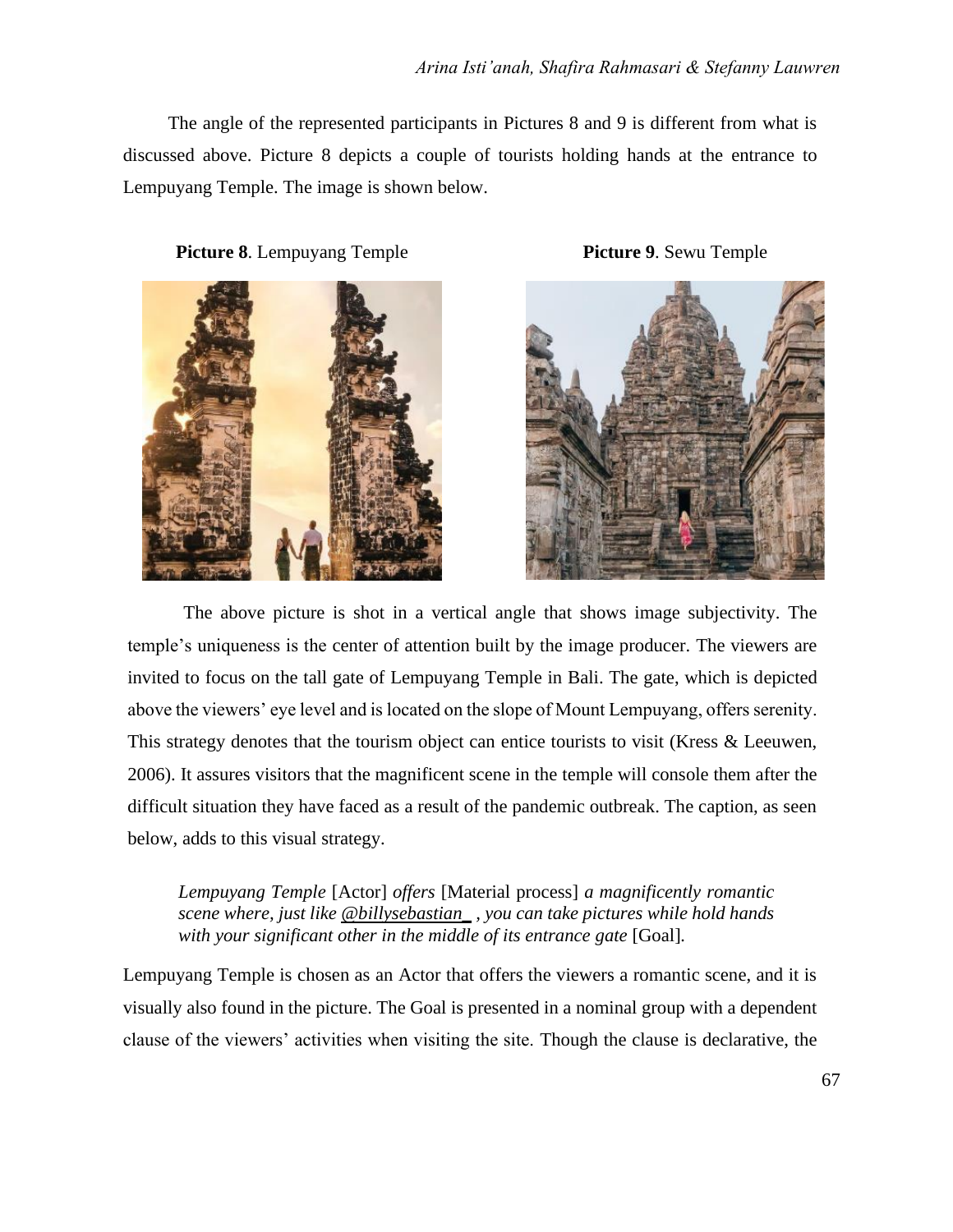The angle of the represented participants in Pictures 8 and 9 is different from what is discussed above. Picture 8 depicts a couple of tourists holding hands at the entrance to Lempuyang Temple. The image is shown below.

**Picture 8**. Lempuyang Temple

**Picture 9**. Sewu Temple

The above picture is shot in a vertical angle that shows image subjectivity. The temple's uniqueness is the center of attention built by the image producer. The viewers are invited to focus on the tall gate of Lempuyang Temple in Bali. The gate, which is depicted above the viewers' eye level and is located on the slope of Mount Lempuyang, offers serenity. This strategy denotes that the tourism object can entice tourists to visit (Kress & Leeuwen, 2006). It assures visitors that the magnificent scene in the temple will console them after the difficult situation they have faced as a result of the pandemic outbreak. The caption, as seen below, adds to this visual strategy.

> *Lempuyang Temple* [Actor] *offers* [Material process] *a magnificently romantic scene where, just like @billysebastian_ , you can take pictures while hold hands with your significant other in the middle of its entrance gate* [Goal].

Lempuyang Temple is chosen as an Actor that offers the viewers a romantic scene, and it is visually also found in the picture. The Goal is presented in a nominal group with a dependent clause of the viewers' activities when visiting the site. Though the clause is declarative, the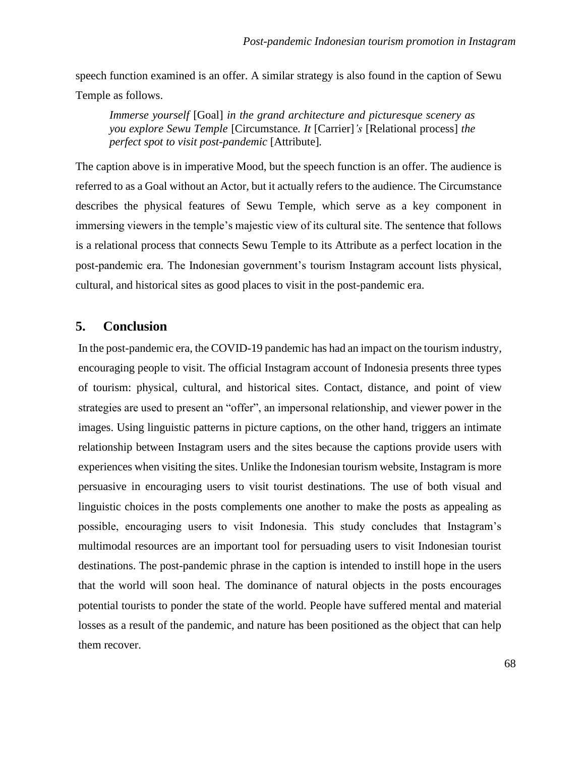speech function examined is an offer. A similar strategy is also found in the caption of Sewu Temple as follows.

> *Immerse yourself* [Goal] *in the grand architecture and picturesque scenery as you explore Sewu Temple* [Circumstance. *It* [Carrier]*'s* [Relational process] *the perfect spot to visit post-pandemic* [Attribute].

The caption above is in imperative Mood, but the speech function is an offer. The audience is referred to as a Goal without an Actor, but it actually refers to the audience. The Circumstance describes the physical features of Sewu Temple, which serve as a key component in immersing viewers in the temple's majestic view of its cultural site. The sentence that follows is a relational process that connects Sewu Temple to its Attribute as a perfect location in the post-pandemic era. The Indonesian government's tourism Instagram account lists physical, cultural, and historical sites as good places to visit in the post-pandemic era.

## 5. Conclusion

In the post-pandemic era, the COVID-19 pandemic has had an impact on the tourism industry, encouraging people to visit. The official Instagram account of Indonesia presents three types of tourism: physical, cultural, and historical sites. Contact, distance, and point of view strategies are used to present an "offer", an impersonal relationship, and viewer power in the images. Using linguistic patterns in picture captions, on the other hand, triggers an intimate relationship between Instagram users and the sites because the captions provide users with experiences when visiting the sites. Unlike the Indonesian tourism website, Instagram is more persuasive in encouraging users to visit tourist destinations. The use of both visual and linguistic choices in the posts complements one another to make the posts as appealing as possible, encouraging users to visit Indonesia. This study concludes that Instagram's multimodal resources are an important tool for persuading users to visit Indonesian tourist destinations. The post-pandemic phrase in the caption is intended to instill hope in the users that the world will soon heal. The dominance of natural objects in the posts encourages potential tourists to ponder the state of the world. People have suffered mental and material losses as a result of the pandemic, and nature has been positioned as the object that can help them recover.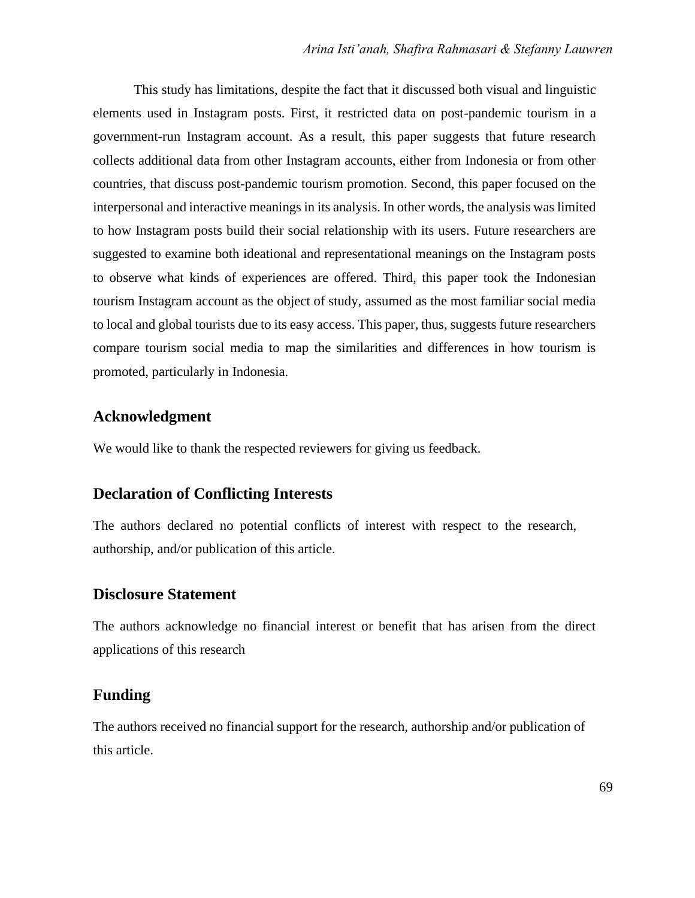This study has limitations, despite the fact that it discussed both visual and linguistic elements used in Instagram posts. First, it restricted data on post-pandemic tourism in a government-run Instagram account. As a result, this paper suggests that future research collects additional data from other Instagram accounts, either from Indonesia or from other countries, that discuss post-pandemic tourism promotion. Second, this paper focused on the interpersonal and interactive meanings in its analysis. In other words, the analysis was limited to how Instagram posts build their social relationship with its users. Future researchers are suggested to examine both ideational and representational meanings on the Instagram posts to observe what kinds of experiences are offered. Third, this paper took the Indonesian tourism Instagram account as the object of study, assumed as the most familiar social media to local and global tourists due to its easy access. This paper, thus, suggests future researchers compare tourism social media to map the similarities and differences in how tourism is promoted, particularly in Indonesia.

## Acknowledgment

We would like to thank the respected reviewers for giving us feedback.

## Declaration of Conflicting Interests

The authors declared no potential conflicts of interest with respect to the research, authorship, and/or publication of this article.

## Disclosure Statement

The authors acknowledge no financial interest or benefit that has arisen from the direct applications of this research

## Funding

The authors received no financial support for the research, authorship and/or publication of this article.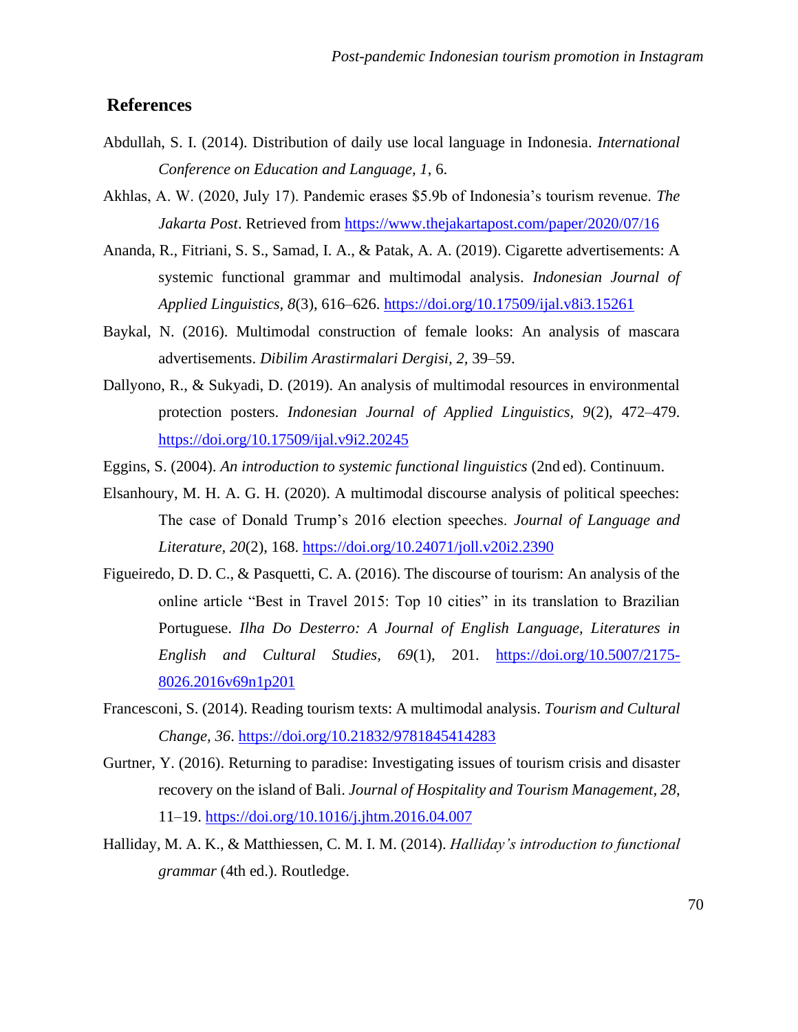## References

Abdullah, S. I. (2014). Distribution of daily use local language in Indonesia. *International Conference on Education and Language, 1*, 6.

Akhlas, A. W. (2020, July 17). Pandemic erases $5.9b of Indonesia's tourism revenue. *The Jakarta Post*. Retrieved from https://www.thejakartapost.com/paper/2020/07/16

Ananda, R., Fitriani, S. S., Samad, I. A., & Patak, A. A. (2019). Cigarette advertisements: A systemic functional grammar and multimodal analysis. *Indonesian Journal of Applied Linguistics, 8*(3), 616–626. https://doi.org/10.17509/ijal.v8i3.15261

Baykal, N. (2016). Multimodal construction of female looks: An analysis of mascara advertisements. *Dibilim Arastirmalari Dergisi, 2*, 39–59.

Dallyono, R., & Sukyadi, D. (2019). An analysis of multimodal resources in environmental protection posters. *Indonesian Journal of Applied Linguistics, 9*(2), 472–479. https://doi.org/10.17509/ijal.v9i2.20245

Eggins, S. (2004). *An introduction to systemic functional linguistics* (2nd ed). Continuum.

Elsanhoury, M. H. A. G. H. (2020). A multimodal discourse analysis of political speeches: The case of Donald Trump's 2016 election speeches. *Journal of Language and Literature, 20*(2), 168. https://doi.org/10.24071/joll.v20i2.2390

Figueiredo, D. D. C., & Pasquetti, C. A. (2016). The discourse of tourism: An analysis of the online article "Best in Travel 2015: Top 10 cities" in its translation to Brazilian Portuguese. *Ilha Do Desterro: A Journal of English Language, Literatures in English and Cultural Studies, 69*(1), 201. https://doi.org/10.5007/2175-8026.2016v69n1p201

Francesconi, S. (2014). Reading tourism texts: A multimodal analysis. *Tourism and Cultural Change, 36*. https://doi.org/10.21832/9781845414283

Gurtner, Y. (2016). Returning to paradise: Investigating issues of tourism crisis and disaster recovery on the island of Bali. *Journal of Hospitality and Tourism Management, 28*, 11–19. https://doi.org/10.1016/j.jhtm.2016.04.007

Halliday, M. A. K., & Matthiessen, C. M. I. M. (2014). *Halliday's introduction to functional grammar* (4th ed.). Routledge.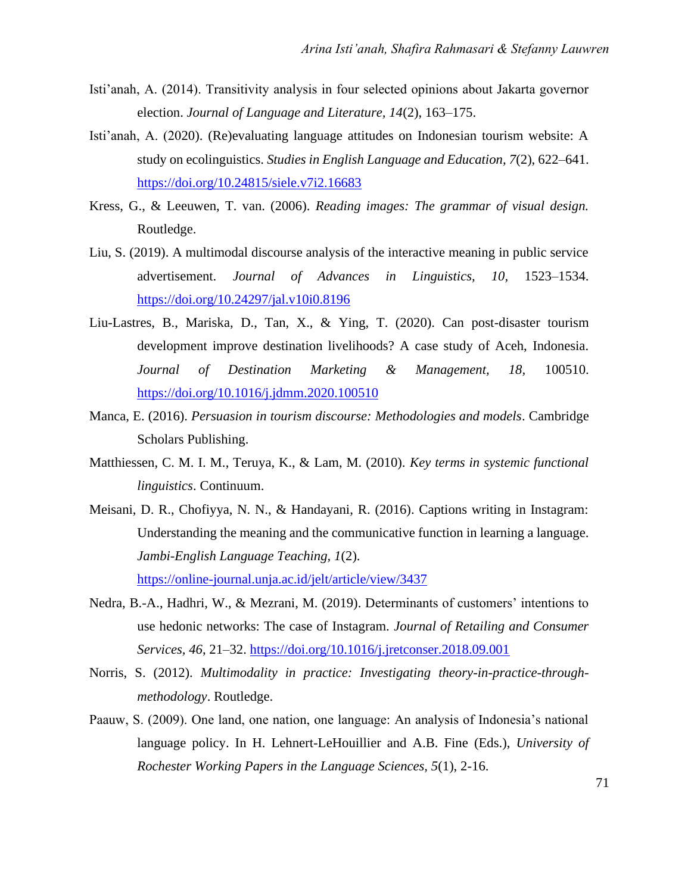Isti'anah, A. (2014). Transitivity analysis in four selected opinions about Jakarta governor election. *Journal of Language and Literature, 14*(2), 163–175.

Isti'anah, A. (2020). (Re)evaluating language attitudes on Indonesian tourism website: A study on ecolinguistics. *Studies in English Language and Education, 7*(2), 622–641. https://doi.org/10.24815/siele.v7i2.16683

Kress, G., & Leeuwen, T. van. (2006). *Reading images: The grammar of visual design.* Routledge.

Liu, S. (2019). A multimodal discourse analysis of the interactive meaning in public service advertisement. *Journal of Advances in Linguistics, 10,* 1523–1534. https://doi.org/10.24297/jal.v10i0.8196

Liu-Lastres, B., Mariska, D., Tan, X., & Ying, T. (2020). Can post-disaster tourism development improve destination livelihoods? A case study of Aceh, Indonesia. *Journal of Destination Marketing & Management, 18*, 100510. https://doi.org/10.1016/j.jdmm.2020.100510

Manca, E. (2016). *Persuasion in tourism discourse: Methodologies and models*. Cambridge Scholars Publishing.

Matthiessen, C. M. I. M., Teruya, K., & Lam, M. (2010). *Key terms in systemic functional linguistics*. Continuum.

Meisani, D. R., Chofiyya, N. N., & Handayani, R. (2016). Captions writing in Instagram: Understanding the meaning and the communicative function in learning a language. *Jambi-English Language Teaching, 1*(2). https://online-journal.unja.ac.id/jelt/article/view/3437

Nedra, B.-A., Hadhri, W., & Mezrani, M. (2019). Determinants of customers' intentions to use hedonic networks: The case of Instagram. *Journal of Retailing and Consumer Services, 46*, 21–32. https://doi.org/10.1016/j.jretconser.2018.09.001

Norris, S. (2012). *Multimodality in practice: Investigating theory-in-practice-through-methodology*. Routledge.

Paauw, S. (2009). One land, one nation, one language: An analysis of Indonesia's national language policy. In H. Lehnert-LeHouillier and A.B. Fine (Eds.), *University of Rochester Working Papers in the Language Sciences, 5*(1), 2-16.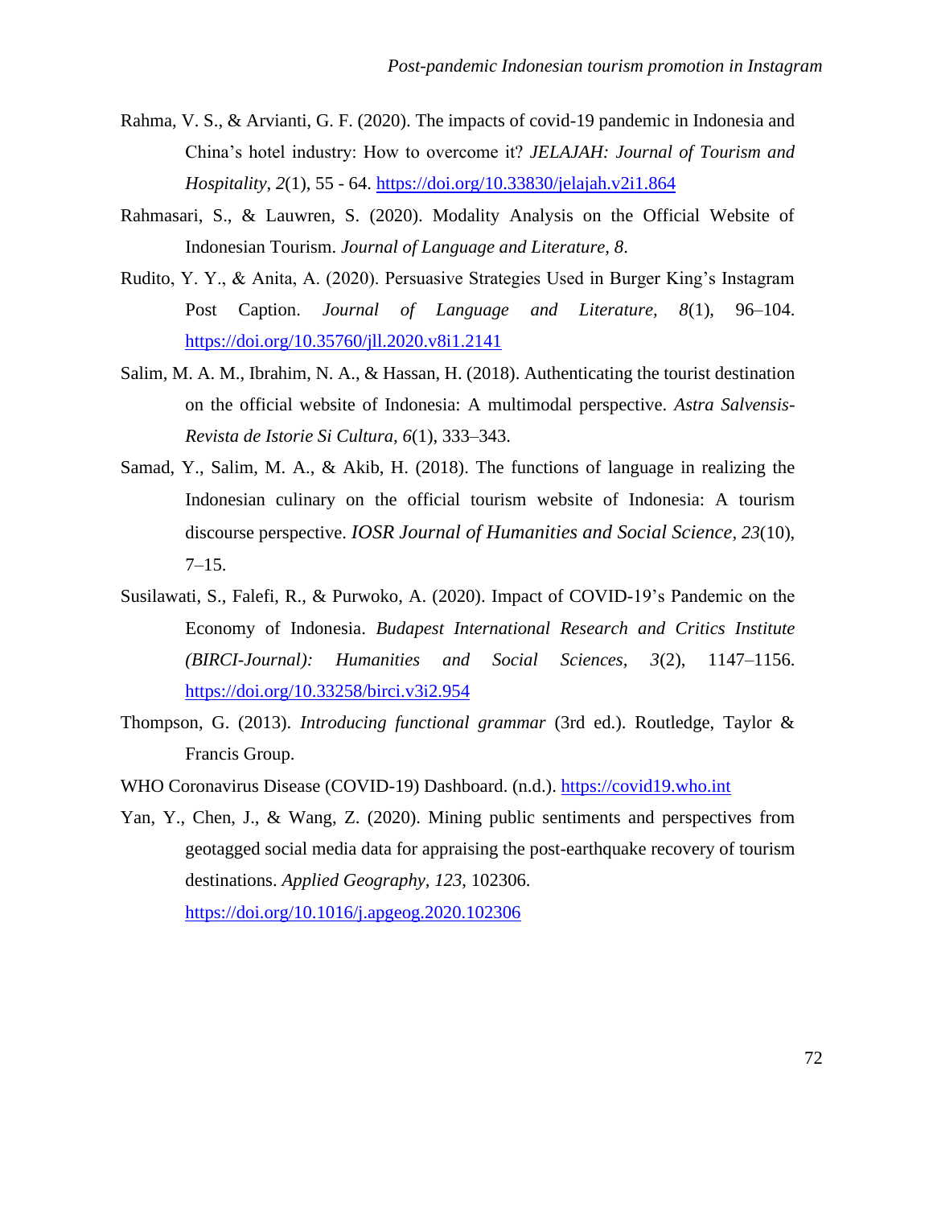Rahma, V. S., & Arvianti, G. F. (2020). The impacts of covid-19 pandemic in Indonesia and China's hotel industry: How to overcome it? *JELAJAH: Journal of Tourism and Hospitality*, *2*(1), 55 - 64. https://doi.org/10.33830/jelajah.v2i1.864

Rahmasari, S., & Lauwren, S. (2020). Modality Analysis on the Official Website of Indonesian Tourism. *Journal of Language and Literature, 8*.

Rudito, Y. Y., & Anita, A. (2020). Persuasive Strategies Used in Burger King's Instagram Post Caption. *Journal of Language and Literature, 8*(1), 96–104. https://doi.org/10.35760/jll.2020.v8i1.2141

Salim, M. A. M., Ibrahim, N. A., & Hassan, H. (2018). Authenticating the tourist destination on the official website of Indonesia: A multimodal perspective. *Astra Salvensis-Revista de Istorie Si Cultura, 6*(1), 333–343.

Samad, Y., Salim, M. A., & Akib, H. (2018). The functions of language in realizing the Indonesian culinary on the official tourism website of Indonesia: A tourism discourse perspective. *IOSR Journal of Humanities and Social Science, 23*(10), 7–15.

Susilawati, S., Falefi, R., & Purwoko, A. (2020). Impact of COVID-19's Pandemic on the Economy of Indonesia. *Budapest International Research and Critics Institute (BIRCI-Journal): Humanities and Social Sciences, 3*(2), 1147–1156. https://doi.org/10.33258/birci.v3i2.954

Thompson, G. (2013). *Introducing functional grammar* (3rd ed.). Routledge, Taylor & Francis Group.

WHO Coronavirus Disease (COVID-19) Dashboard. (n.d.). https://covid19.who.int

Yan, Y., Chen, J., & Wang, Z. (2020). Mining public sentiments and perspectives from geotagged social media data for appraising the post-earthquake recovery of tourism destinations. *Applied Geography*, *123*, 102306. https://doi.org/10.1016/j.apgeog.2020.102306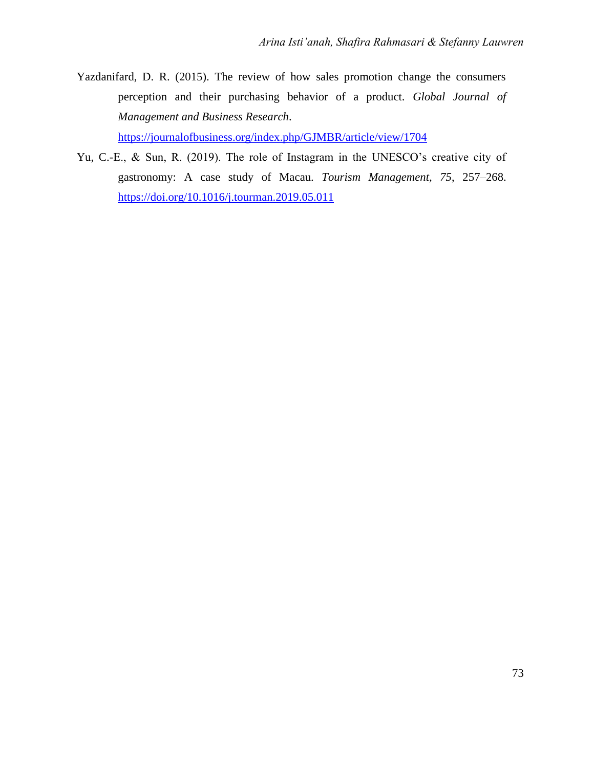Yazdanifard, D. R. (2015). The review of how sales promotion change the consumers perception and their purchasing behavior of a product. *Global Journal of Management and Business Research*. https://journalofbusiness.org/index.php/GJMBR/article/view/1704

Yu, C.-E., & Sun, R. (2019). The role of Instagram in the UNESCO's creative city of gastronomy: A case study of Macau. *Tourism Management, 75*, 257–268. https://doi.org/10.1016/j.tourman.2019.05.011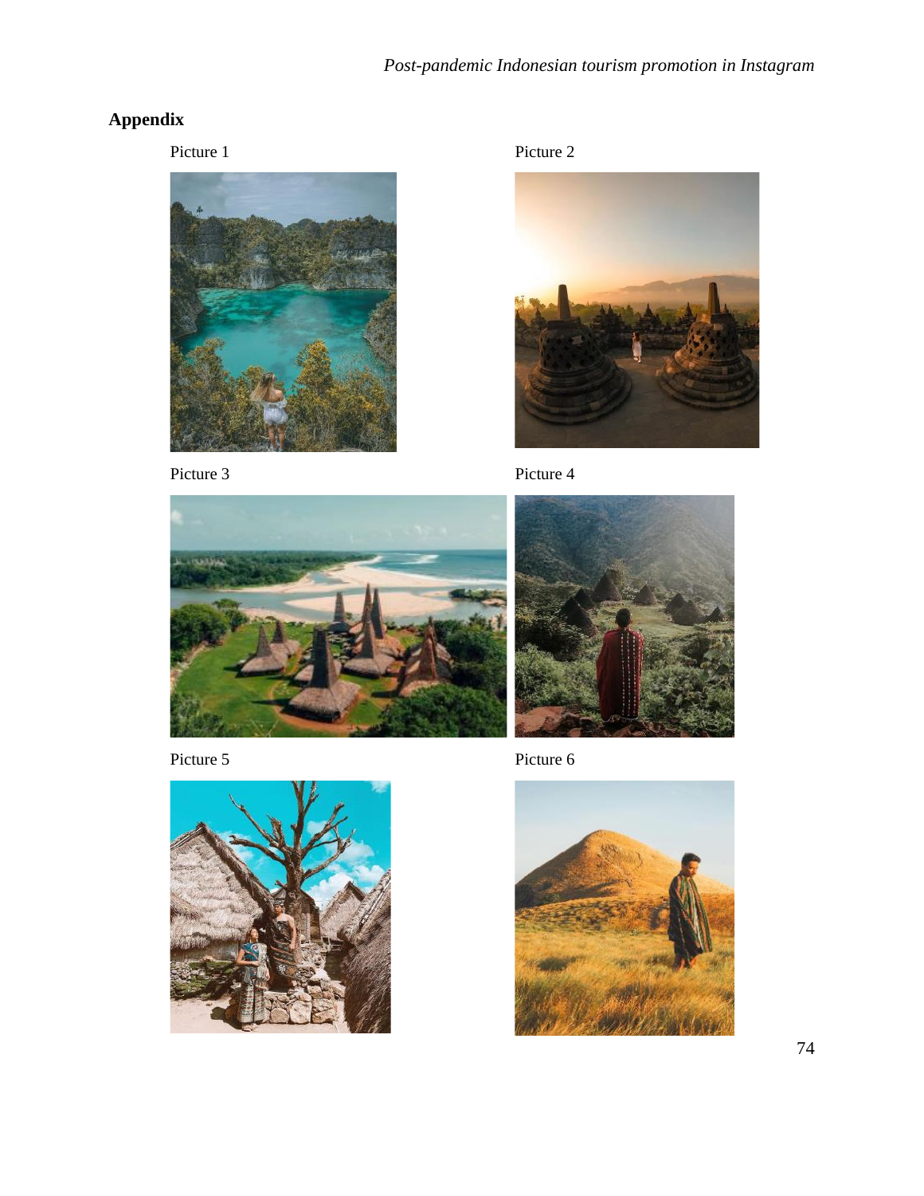## Appendix

Picture 1

Picture 2

Picture 3

Picture 4

Picture 5

Picture 6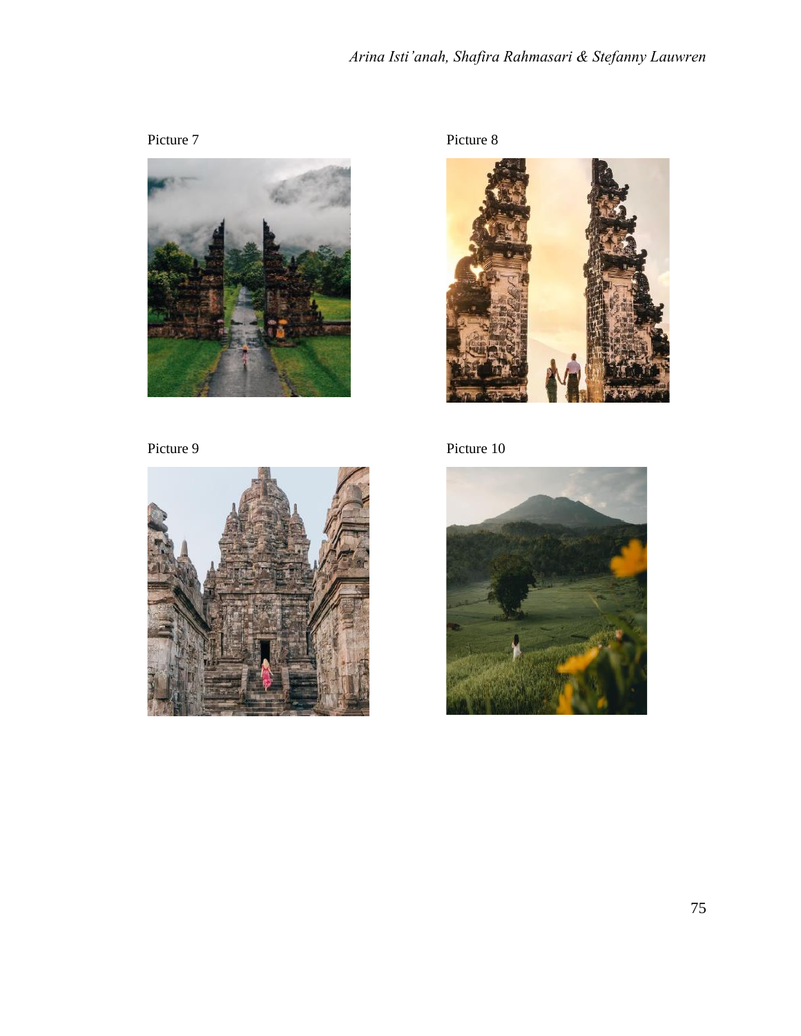Picture 7

Picture 8

Picture 9

Picture 10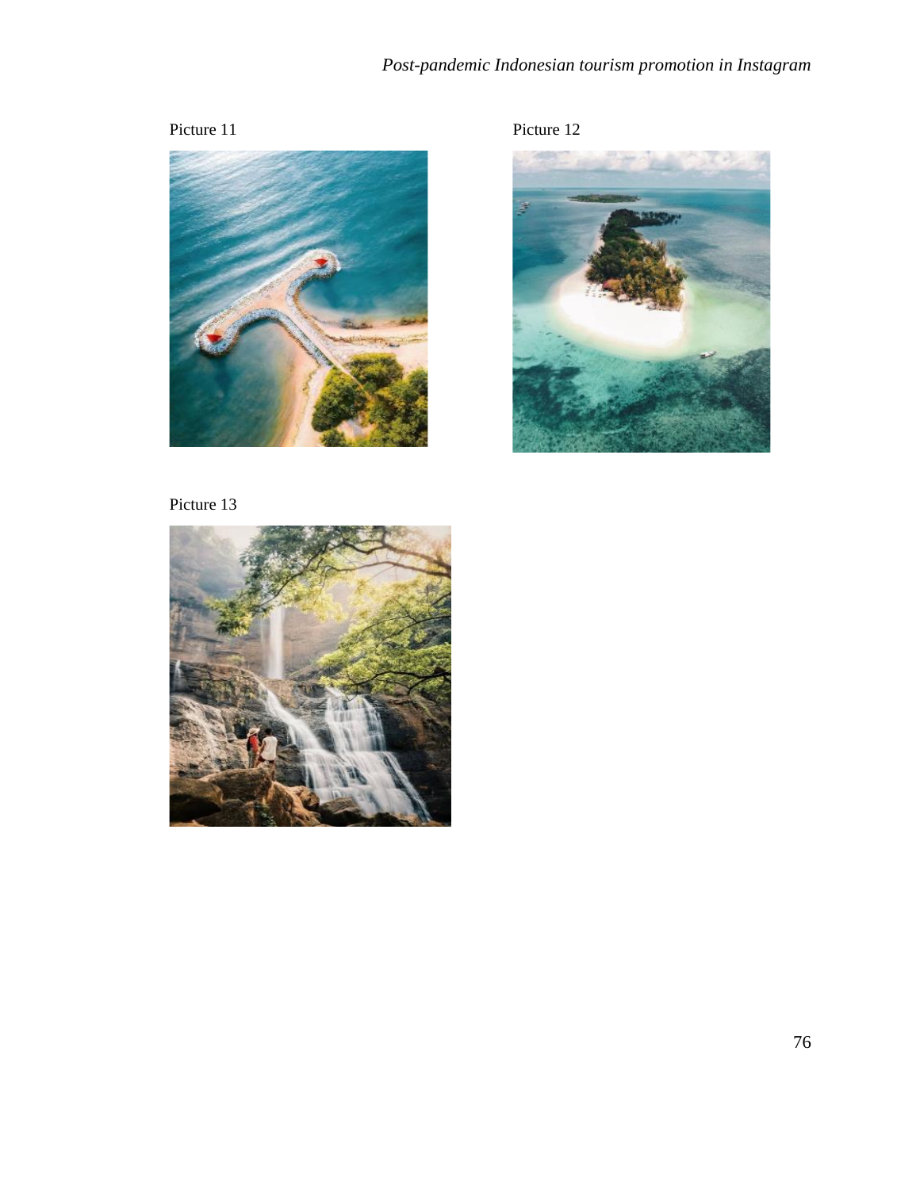Picture 11

Picture 12

Picture 13